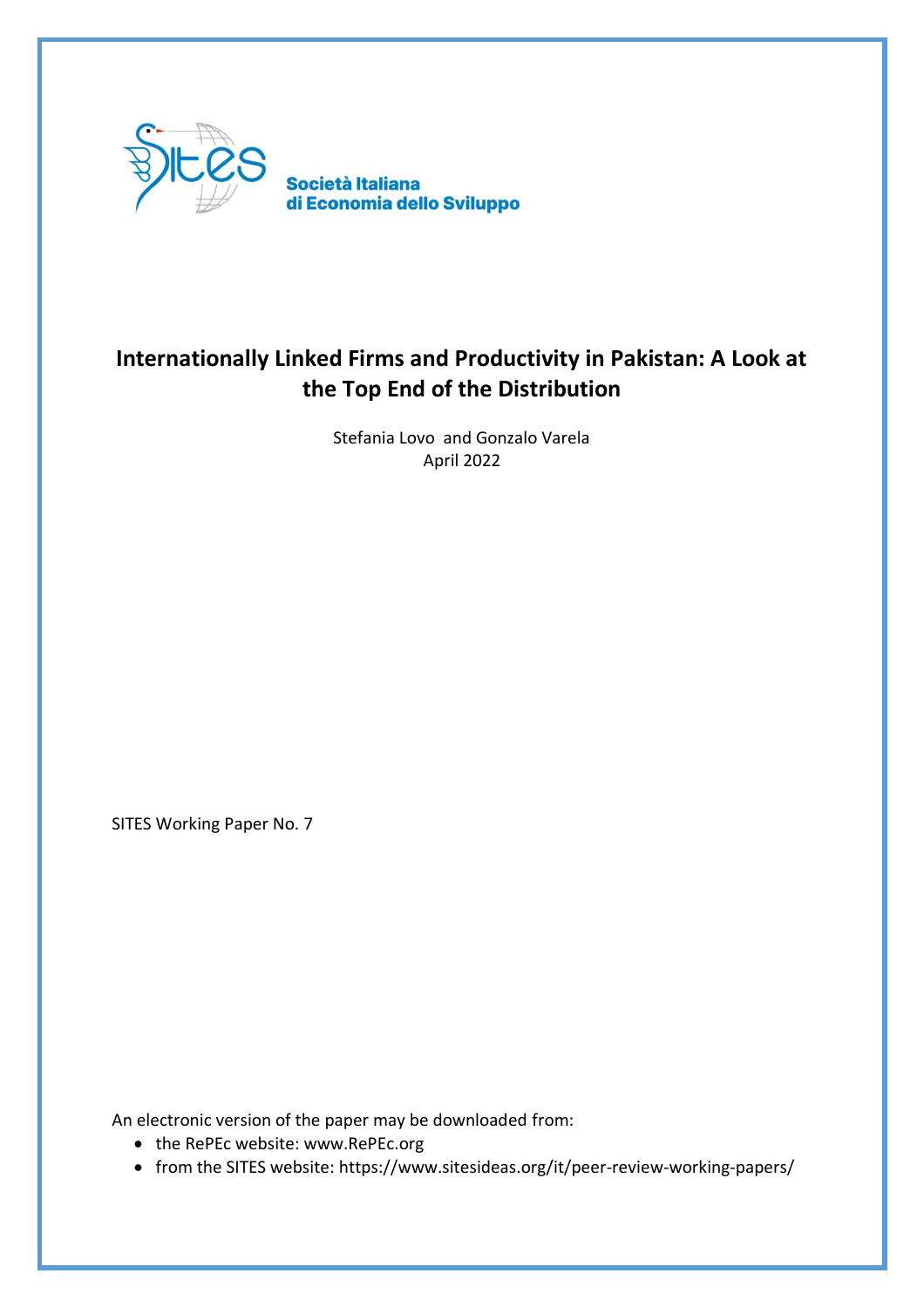Società Italiana di Economia dello Sviluppo

# Internationally Linked Firms and Productivity in Pakistan: A Look at the Top End of the Distribution

Stefania Lovo and Gonzalo Varela

April 2022

SITES Working Paper No. 7

An electronic version of the paper may be downloaded from:

- the RePEc website: www.RePEc.org
- from the SITES website: https://www.sitesideas.org/it/peer-review-working-papers/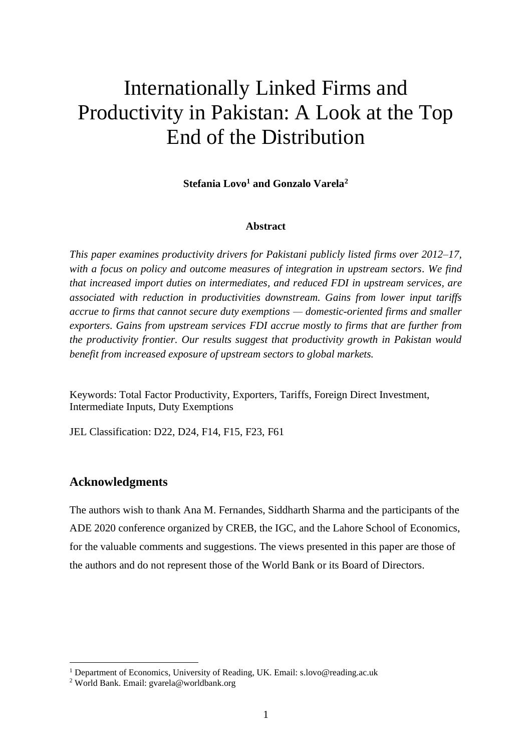# Internationally Linked Firms and Productivity in Pakistan: A Look at the Top End of the Distribution

**Stefania Lovo[1] and Gonzalo Varela[2]**

**Abstract**

*This paper examines productivity drivers for Pakistani publicly listed firms over 2012–17, with a focus on policy and outcome measures of integration in upstream sectors. We find that increased import duties on intermediates, and reduced FDI in upstream services, are associated with reduction in productivities downstream. Gains from lower input tariffs accrue to firms that cannot secure duty exemptions — domestic-oriented firms and smaller exporters. Gains from upstream services FDI accrue mostly to firms that are further from the productivity frontier. Our results suggest that productivity growth in Pakistan would benefit from increased exposure of upstream sectors to global markets.*

Keywords: Total Factor Productivity, Exporters, Tariffs, Foreign Direct Investment, Intermediate Inputs, Duty Exemptions

JEL Classification: D22, D24, F14, F15, F23, F61

## Acknowledgments

The authors wish to thank Ana M. Fernandes, Siddharth Sharma and the participants of the ADE 2020 conference organized by CREB, the IGC, and the Lahore School of Economics, for the valuable comments and suggestions. The views presented in this paper are those of the authors and do not represent those of the World Bank or its Board of Directors.

---

[1] Department of Economics, University of Reading, UK. Email: s.lovo@reading.ac.uk

[2] World Bank. Email: gvarela@worldbank.org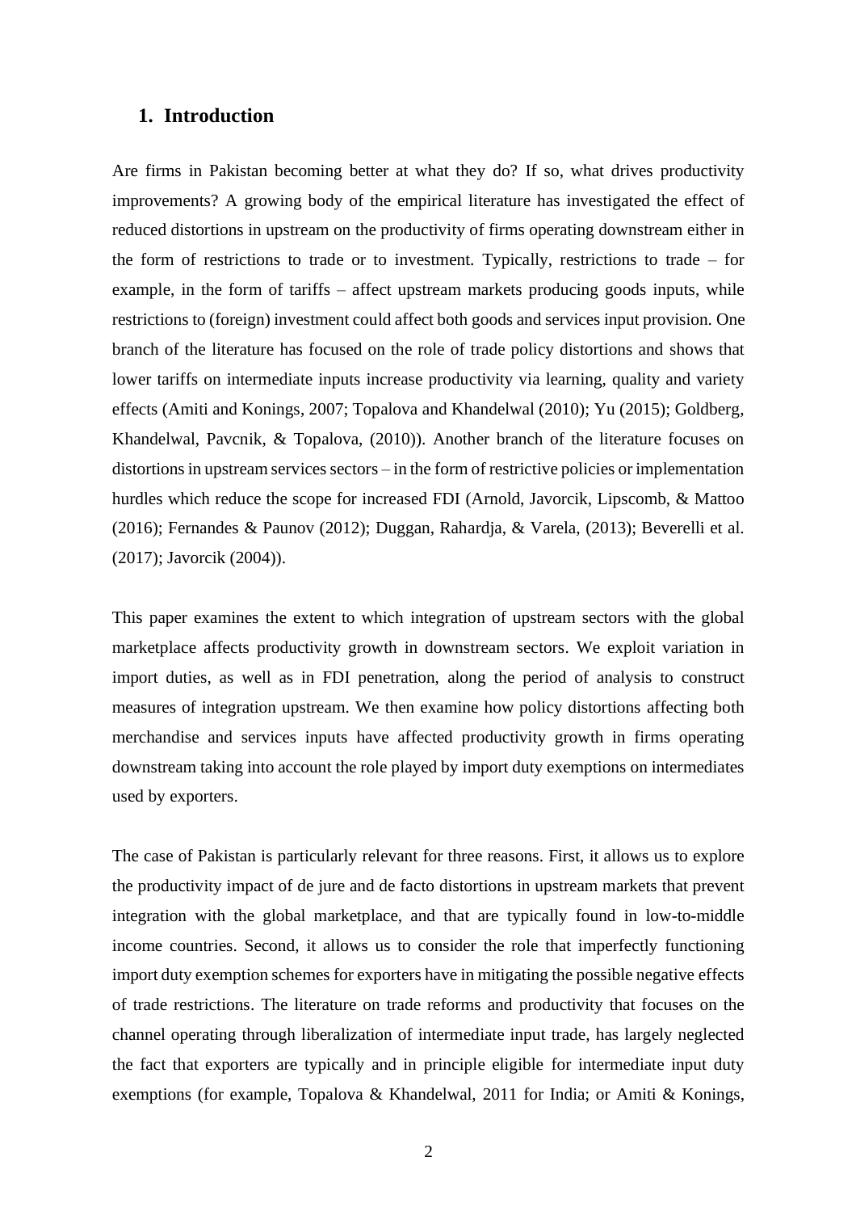## 1. Introduction

Are firms in Pakistan becoming better at what they do? If so, what drives productivity improvements? A growing body of the empirical literature has investigated the effect of reduced distortions in upstream on the productivity of firms operating downstream either in the form of restrictions to trade or to investment. Typically, restrictions to trade – for example, in the form of tariffs – affect upstream markets producing goods inputs, while restrictions to (foreign) investment could affect both goods and services input provision. One branch of the literature has focused on the role of trade policy distortions and shows that lower tariffs on intermediate inputs increase productivity via learning, quality and variety effects (Amiti and Konings, 2007; Topalova and Khandelwal (2010); Yu (2015); Goldberg, Khandelwal, Pavcnik, & Topalova, (2010)). Another branch of the literature focuses on distortions in upstream services sectors – in the form of restrictive policies or implementation hurdles which reduce the scope for increased FDI (Arnold, Javorcik, Lipscomb, & Mattoo (2016); Fernandes & Paunov (2012); Duggan, Rahardja, & Varela, (2013); Beverelli et al. (2017); Javorcik (2004)).

This paper examines the extent to which integration of upstream sectors with the global marketplace affects productivity growth in downstream sectors. We exploit variation in import duties, as well as in FDI penetration, along the period of analysis to construct measures of integration upstream. We then examine how policy distortions affecting both merchandise and services inputs have affected productivity growth in firms operating downstream taking into account the role played by import duty exemptions on intermediates used by exporters.

The case of Pakistan is particularly relevant for three reasons. First, it allows us to explore the productivity impact of de jure and de facto distortions in upstream markets that prevent integration with the global marketplace, and that are typically found in low-to-middle income countries. Second, it allows us to consider the role that imperfectly functioning import duty exemption schemes for exporters have in mitigating the possible negative effects of trade restrictions. The literature on trade reforms and productivity that focuses on the channel operating through liberalization of intermediate input trade, has largely neglected the fact that exporters are typically and in principle eligible for intermediate input duty exemptions (for example, Topalova & Khandelwal, 2011 for India; or Amiti & Konings,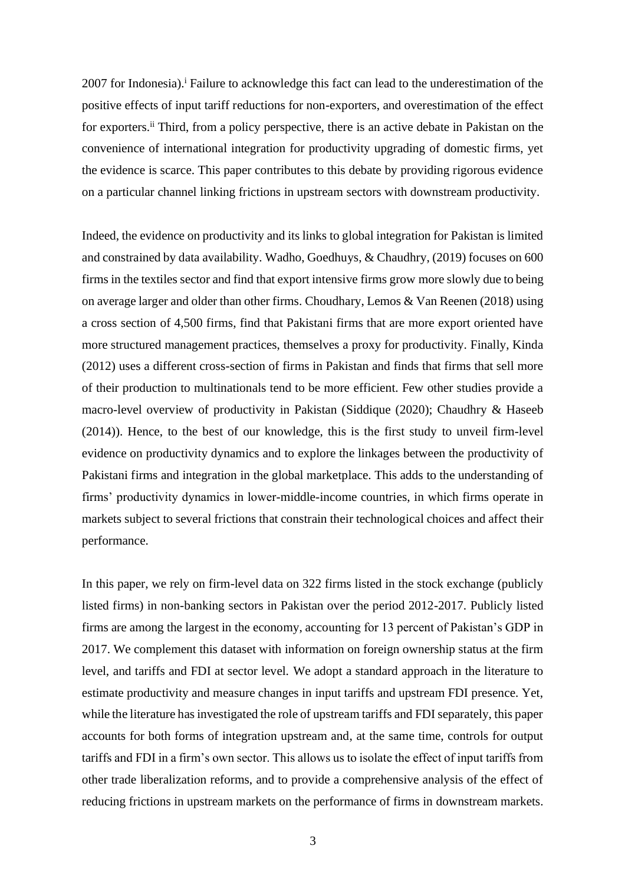2007 for Indonesia).[i] Failure to acknowledge this fact can lead to the underestimation of the positive effects of input tariff reductions for non-exporters, and overestimation of the effect for exporters.[ii] Third, from a policy perspective, there is an active debate in Pakistan on the convenience of international integration for productivity upgrading of domestic firms, yet the evidence is scarce. This paper contributes to this debate by providing rigorous evidence on a particular channel linking frictions in upstream sectors with downstream productivity.

Indeed, the evidence on productivity and its links to global integration for Pakistan is limited and constrained by data availability. Wadho, Goedhuys, & Chaudhry, (2019) focuses on 600 firms in the textiles sector and find that export intensive firms grow more slowly due to being on average larger and older than other firms. Choudhary, Lemos & Van Reenen (2018) using a cross section of 4,500 firms, find that Pakistani firms that are more export oriented have more structured management practices, themselves a proxy for productivity. Finally, Kinda (2012) uses a different cross-section of firms in Pakistan and finds that firms that sell more of their production to multinationals tend to be more efficient. Few other studies provide a macro-level overview of productivity in Pakistan (Siddique (2020); Chaudhry & Haseeb (2014)). Hence, to the best of our knowledge, this is the first study to unveil firm-level evidence on productivity dynamics and to explore the linkages between the productivity of Pakistani firms and integration in the global marketplace. This adds to the understanding of firms' productivity dynamics in lower-middle-income countries, in which firms operate in markets subject to several frictions that constrain their technological choices and affect their performance.

In this paper, we rely on firm-level data on 322 firms listed in the stock exchange (publicly listed firms) in non-banking sectors in Pakistan over the period 2012-2017. Publicly listed firms are among the largest in the economy, accounting for 13 percent of Pakistan's GDP in 2017. We complement this dataset with information on foreign ownership status at the firm level, and tariffs and FDI at sector level. We adopt a standard approach in the literature to estimate productivity and measure changes in input tariffs and upstream FDI presence. Yet, while the literature has investigated the role of upstream tariffs and FDI separately, this paper accounts for both forms of integration upstream and, at the same time, controls for output tariffs and FDI in a firm's own sector. This allows us to isolate the effect of input tariffs from other trade liberalization reforms, and to provide a comprehensive analysis of the effect of reducing frictions in upstream markets on the performance of firms in downstream markets.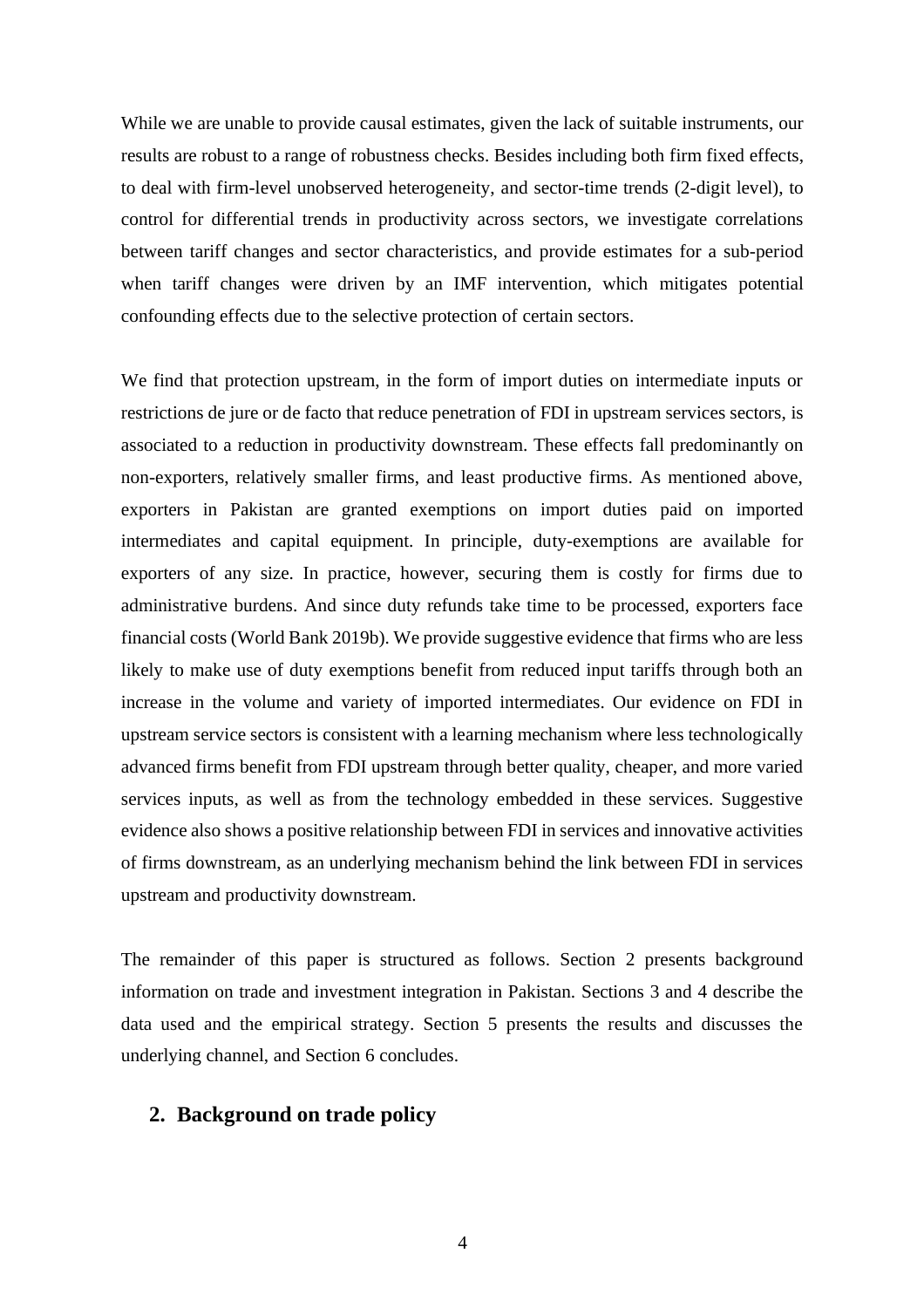While we are unable to provide causal estimates, given the lack of suitable instruments, our results are robust to a range of robustness checks. Besides including both firm fixed effects, to deal with firm-level unobserved heterogeneity, and sector-time trends (2-digit level), to control for differential trends in productivity across sectors, we investigate correlations between tariff changes and sector characteristics, and provide estimates for a sub-period when tariff changes were driven by an IMF intervention, which mitigates potential confounding effects due to the selective protection of certain sectors.

We find that protection upstream, in the form of import duties on intermediate inputs or restrictions de jure or de facto that reduce penetration of FDI in upstream services sectors, is associated to a reduction in productivity downstream. These effects fall predominantly on non-exporters, relatively smaller firms, and least productive firms. As mentioned above, exporters in Pakistan are granted exemptions on import duties paid on imported intermediates and capital equipment. In principle, duty-exemptions are available for exporters of any size. In practice, however, securing them is costly for firms due to administrative burdens. And since duty refunds take time to be processed, exporters face financial costs (World Bank 2019b). We provide suggestive evidence that firms who are less likely to make use of duty exemptions benefit from reduced input tariffs through both an increase in the volume and variety of imported intermediates. Our evidence on FDI in upstream service sectors is consistent with a learning mechanism where less technologically advanced firms benefit from FDI upstream through better quality, cheaper, and more varied services inputs, as well as from the technology embedded in these services. Suggestive evidence also shows a positive relationship between FDI in services and innovative activities of firms downstream, as an underlying mechanism behind the link between FDI in services upstream and productivity downstream.

The remainder of this paper is structured as follows. Section 2 presents background information on trade and investment integration in Pakistan. Sections 3 and 4 describe the data used and the empirical strategy. Section 5 presents the results and discusses the underlying channel, and Section 6 concludes.

## 2. Background on trade policy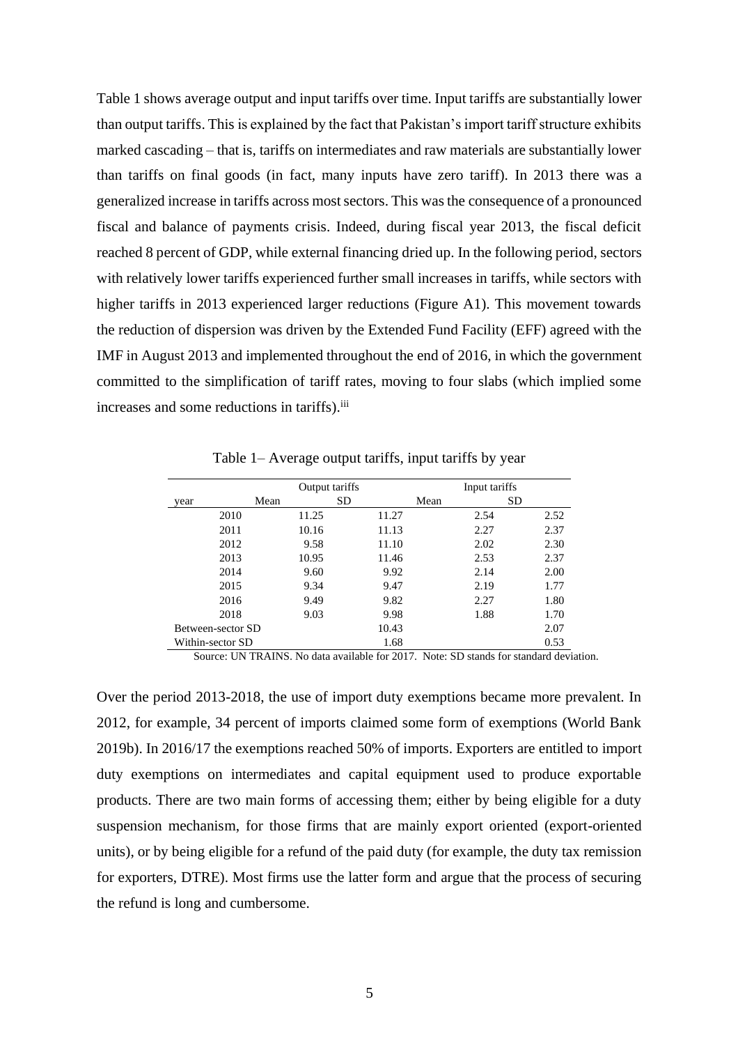Table 1 shows average output and input tariffs over time. Input tariffs are substantially lower than output tariffs. This is explained by the fact that Pakistan's import tariff structure exhibits marked cascading – that is, tariffs on intermediates and raw materials are substantially lower than tariffs on final goods (in fact, many inputs have zero tariff). In 2013 there was a generalized increase in tariffs across most sectors. This was the consequence of a pronounced fiscal and balance of payments crisis. Indeed, during fiscal year 2013, the fiscal deficit reached 8 percent of GDP, while external financing dried up. In the following period, sectors with relatively lower tariffs experienced further small increases in tariffs, while sectors with higher tariffs in 2013 experienced larger reductions (Figure A1). This movement towards the reduction of dispersion was driven by the Extended Fund Facility (EFF) agreed with the IMF in August 2013 and implemented throughout the end of 2016, in which the government committed to the simplification of tariff rates, moving to four slabs (which implied some increases and some reductions in tariffs).[iii]

Table 1– Average output tariffs, input tariffs by year

| | Output tariffs | | Input tariffs | |
|---|---|---|---|---|
| year | Mean | SD | Mean | SD |
| 2010 | 11.25 | 11.27 | 2.54 | 2.52 |
| 2011 | 10.16 | 11.13 | 2.27 | 2.37 |
| 2012 | 9.58 | 11.10 | 2.02 | 2.30 |
| 2013 | 10.95 | 11.46 | 2.53 | 2.37 |
| 2014 | 9.60 | 9.92 | 2.14 | 2.00 |
| 2015 | 9.34 | 9.47 | 2.19 | 1.77 |
| 2016 | 9.49 | 9.82 | 2.27 | 1.80 |
| 2018 | 9.03 | 9.98 | 1.88 | 1.70 |
| Between-sector SD | | 10.43 | | 2.07 |
| Within-sector SD | | 1.68 | | 0.53 |

Source: UN TRAINS. No data available for 2017. Note: SD stands for standard deviation.

Over the period 2013-2018, the use of import duty exemptions became more prevalent. In 2012, for example, 34 percent of imports claimed some form of exemptions (World Bank 2019b). In 2016/17 the exemptions reached 50% of imports. Exporters are entitled to import duty exemptions on intermediates and capital equipment used to produce exportable products. There are two main forms of accessing them; either by being eligible for a duty suspension mechanism, for those firms that are mainly export oriented (export-oriented units), or by being eligible for a refund of the paid duty (for example, the duty tax remission for exporters, DTRE). Most firms use the latter form and argue that the process of securing the refund is long and cumbersome.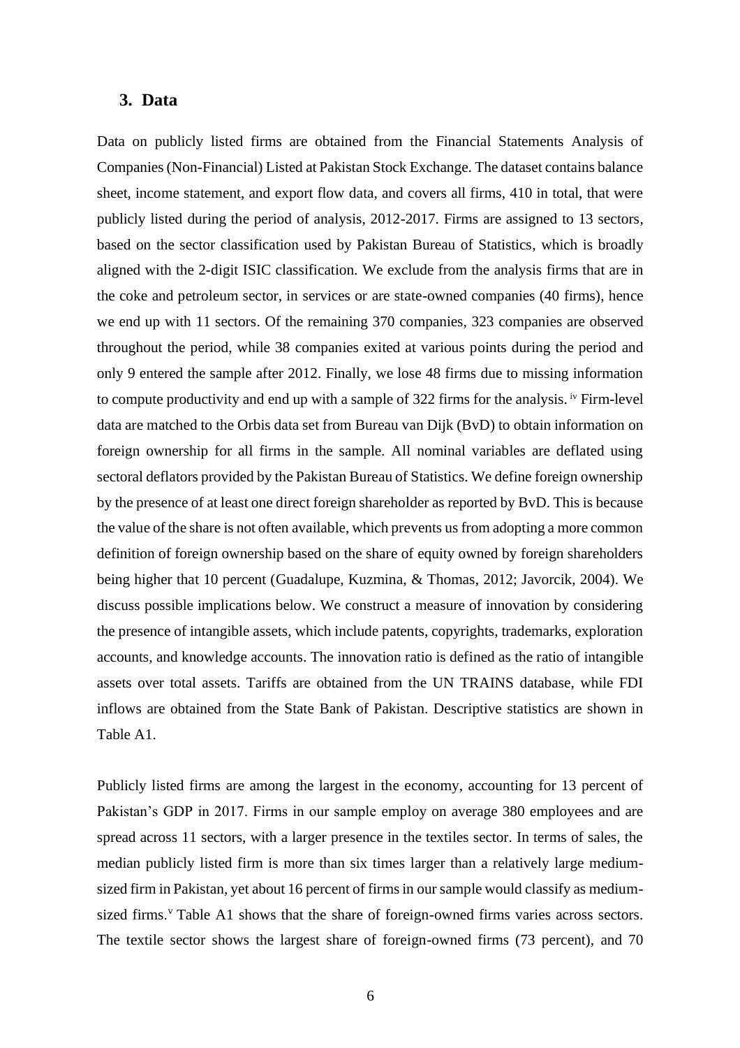## 3. Data

Data on publicly listed firms are obtained from the Financial Statements Analysis of Companies (Non-Financial) Listed at Pakistan Stock Exchange. The dataset contains balance sheet, income statement, and export flow data, and covers all firms, 410 in total, that were publicly listed during the period of analysis, 2012-2017. Firms are assigned to 13 sectors, based on the sector classification used by Pakistan Bureau of Statistics, which is broadly aligned with the 2-digit ISIC classification. We exclude from the analysis firms that are in the coke and petroleum sector, in services or are state-owned companies (40 firms), hence we end up with 11 sectors. Of the remaining 370 companies, 323 companies are observed throughout the period, while 38 companies exited at various points during the period and only 9 entered the sample after 2012. Finally, we lose 48 firms due to missing information to compute productivity and end up with a sample of 322 firms for the analysis. [iv] Firm-level data are matched to the Orbis data set from Bureau van Dijk (BvD) to obtain information on foreign ownership for all firms in the sample. All nominal variables are deflated using sectoral deflators provided by the Pakistan Bureau of Statistics. We define foreign ownership by the presence of at least one direct foreign shareholder as reported by BvD. This is because the value of the share is not often available, which prevents us from adopting a more common definition of foreign ownership based on the share of equity owned by foreign shareholders being higher that 10 percent (Guadalupe, Kuzmina, & Thomas, 2012; Javorcik, 2004). We discuss possible implications below. We construct a measure of innovation by considering the presence of intangible assets, which include patents, copyrights, trademarks, exploration accounts, and knowledge accounts. The innovation ratio is defined as the ratio of intangible assets over total assets. Tariffs are obtained from the UN TRAINS database, while FDI inflows are obtained from the State Bank of Pakistan. Descriptive statistics are shown in Table A1.

Publicly listed firms are among the largest in the economy, accounting for 13 percent of Pakistan's GDP in 2017. Firms in our sample employ on average 380 employees and are spread across 11 sectors, with a larger presence in the textiles sector. In terms of sales, the median publicly listed firm is more than six times larger than a relatively large medium-sized firm in Pakistan, yet about 16 percent of firms in our sample would classify as medium-sized firms.[v] Table A1 shows that the share of foreign-owned firms varies across sectors. The textile sector shows the largest share of foreign-owned firms (73 percent), and 70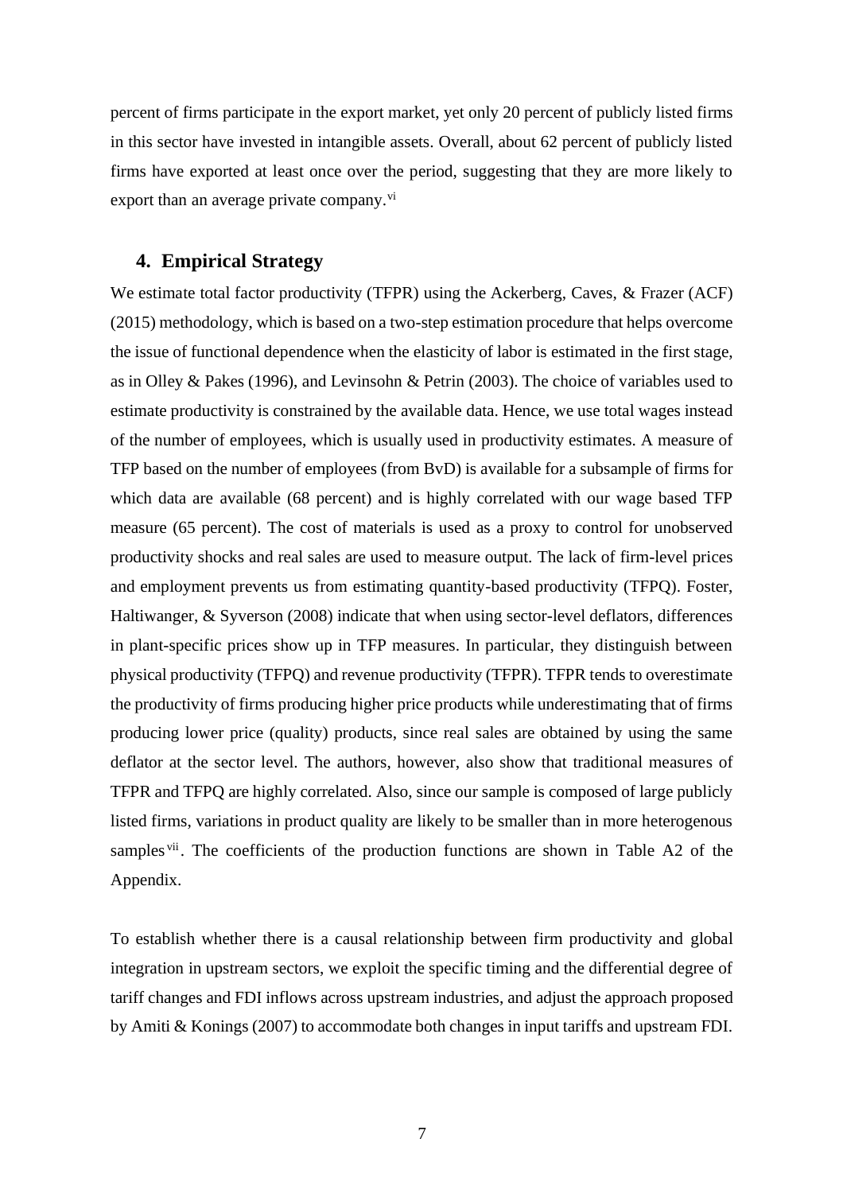percent of firms participate in the export market, yet only 20 percent of publicly listed firms in this sector have invested in intangible assets. Overall, about 62 percent of publicly listed firms have exported at least once over the period, suggesting that they are more likely to export than an average private company.[vi]

## 4. Empirical Strategy

We estimate total factor productivity (TFPR) using the Ackerberg, Caves, & Frazer (ACF) (2015) methodology, which is based on a two-step estimation procedure that helps overcome the issue of functional dependence when the elasticity of labor is estimated in the first stage, as in Olley & Pakes (1996), and Levinsohn & Petrin (2003). The choice of variables used to estimate productivity is constrained by the available data. Hence, we use total wages instead of the number of employees, which is usually used in productivity estimates. A measure of TFP based on the number of employees (from BvD) is available for a subsample of firms for which data are available (68 percent) and is highly correlated with our wage based TFP measure (65 percent). The cost of materials is used as a proxy to control for unobserved productivity shocks and real sales are used to measure output. The lack of firm-level prices and employment prevents us from estimating quantity-based productivity (TFPQ). Foster, Haltiwanger, & Syverson (2008) indicate that when using sector-level deflators, differences in plant-specific prices show up in TFP measures. In particular, they distinguish between physical productivity (TFPQ) and revenue productivity (TFPR). TFPR tends to overestimate the productivity of firms producing higher price products while underestimating that of firms producing lower price (quality) products, since real sales are obtained by using the same deflator at the sector level. The authors, however, also show that traditional measures of TFPR and TFPQ are highly correlated. Also, since our sample is composed of large publicly listed firms, variations in product quality are likely to be smaller than in more heterogenous samples[vii]. The coefficients of the production functions are shown in Table A2 of the Appendix.

To establish whether there is a causal relationship between firm productivity and global integration in upstream sectors, we exploit the specific timing and the differential degree of tariff changes and FDI inflows across upstream industries, and adjust the approach proposed by Amiti & Konings (2007) to accommodate both changes in input tariffs and upstream FDI.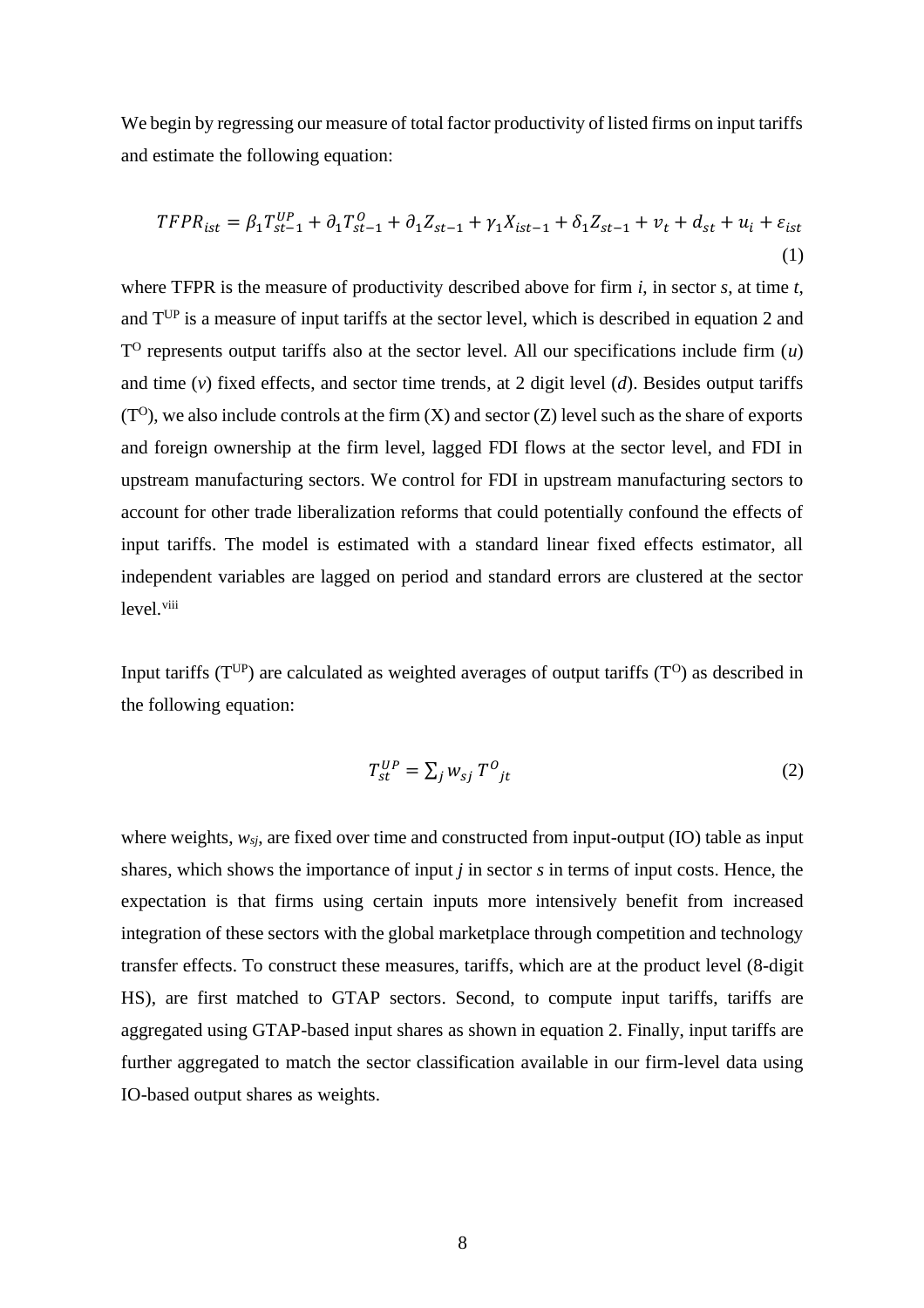We begin by regressing our measure of total factor productivity of listed firms on input tariffs and estimate the following equation:

$$TFPR_{ist} = \beta_1 T_{st-1}^{UP} + \partial_1 T_{st-1}^{O} + \partial_1 Z_{st-1} + \gamma_1 X_{ist-1} + \delta_1 Z_{st-1} + v_t + d_{st} + u_i + \varepsilon_{ist} \quad (1)$$

where TFPR is the measure of productivity described above for firm *i*, in sector *s*, at time *t*, and $T^{UP}$ is a measure of input tariffs at the sector level, which is described in equation 2 and $T^{O}$ represents output tariffs also at the sector level. All our specifications include firm (*u*) and time (*v*) fixed effects, and sector time trends, at 2 digit level (*d*). Besides output tariffs ($T^{O}$), we also include controls at the firm (X) and sector (Z) level such as the share of exports and foreign ownership at the firm level, lagged FDI flows at the sector level, and FDI in upstream manufacturing sectors. We control for FDI in upstream manufacturing sectors to account for other trade liberalization reforms that could potentially confound the effects of input tariffs. The model is estimated with a standard linear fixed effects estimator, all independent variables are lagged on period and standard errors are clustered at the sector level.[viii]

Input tariffs ($T^{UP}$) are calculated as weighted averages of output tariffs ($T^{O}$) as described in the following equation:

$$T_{st}^{UP} = \sum_j w_{sj} \, T^{O}{}_{jt} \quad (2)$$

where weights, $w_{sj}$, are fixed over time and constructed from input-output (IO) table as input shares, which shows the importance of input *j* in sector *s* in terms of input costs. Hence, the expectation is that firms using certain inputs more intensively benefit from increased integration of these sectors with the global marketplace through competition and technology transfer effects. To construct these measures, tariffs, which are at the product level (8-digit HS), are first matched to GTAP sectors. Second, to compute input tariffs, tariffs are aggregated using GTAP-based input shares as shown in equation 2. Finally, input tariffs are further aggregated to match the sector classification available in our firm-level data using IO-based output shares as weights.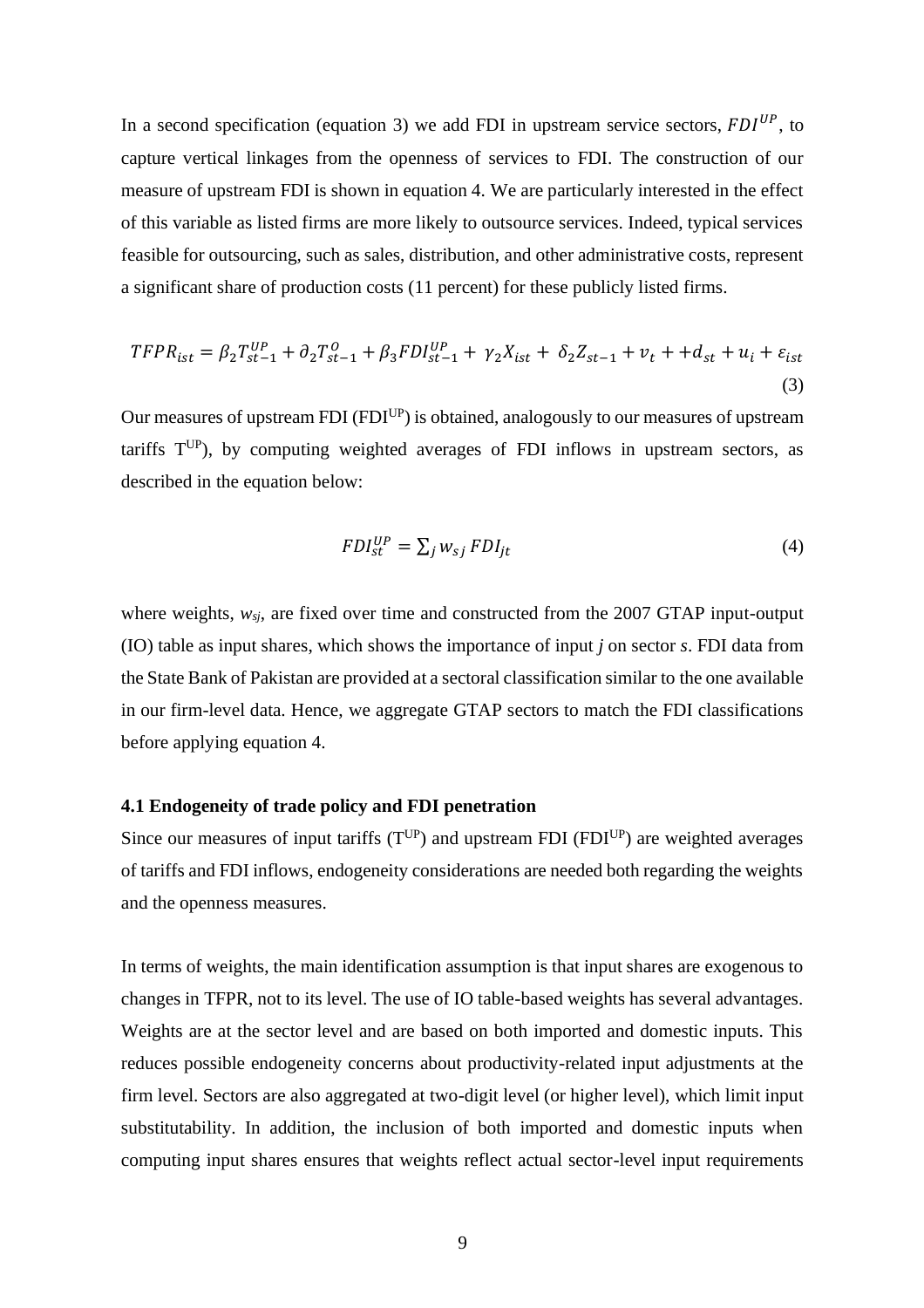In a second specification (equation 3) we add FDI in upstream service sectors, $FDI^{UP}$, to capture vertical linkages from the openness of services to FDI. The construction of our measure of upstream FDI is shown in equation 4. We are particularly interested in the effect of this variable as listed firms are more likely to outsource services. Indeed, typical services feasible for outsourcing, such as sales, distribution, and other administrative costs, represent a significant share of production costs (11 percent) for these publicly listed firms.

$$TFPR_{ist} = \beta_2 T^{UP}_{st-1} + \partial_2 T^{O}_{st-1} + \beta_3 FDI^{UP}_{st-1} + \gamma_2 X_{ist} + \delta_2 Z_{st-1} + v_t + +d_{st} + u_i + \varepsilon_{ist} \quad (3)$$

Our measures of upstream FDI ($FDI^{UP}$) is obtained, analogously to our measures of upstream tariffs $T^{UP}$), by computing weighted averages of FDI inflows in upstream sectors, as described in the equation below:

$$FDI^{UP}_{st} = \sum_j w_{sj} \, FDI_{jt} \quad (4)$$

where weights, $w_{sj}$, are fixed over time and constructed from the 2007 GTAP input-output (IO) table as input shares, which shows the importance of input *j* on sector *s*. FDI data from the State Bank of Pakistan are provided at a sectoral classification similar to the one available in our firm-level data. Hence, we aggregate GTAP sectors to match the FDI classifications before applying equation 4.

### 4.1 Endogeneity of trade policy and FDI penetration

Since our measures of input tariffs ($T^{UP}$) and upstream FDI ($FDI^{UP}$) are weighted averages of tariffs and FDI inflows, endogeneity considerations are needed both regarding the weights and the openness measures.

In terms of weights, the main identification assumption is that input shares are exogenous to changes in TFPR, not to its level. The use of IO table-based weights has several advantages. Weights are at the sector level and are based on both imported and domestic inputs. This reduces possible endogeneity concerns about productivity-related input adjustments at the firm level. Sectors are also aggregated at two-digit level (or higher level), which limit input substitutability. In addition, the inclusion of both imported and domestic inputs when computing input shares ensures that weights reflect actual sector-level input requirements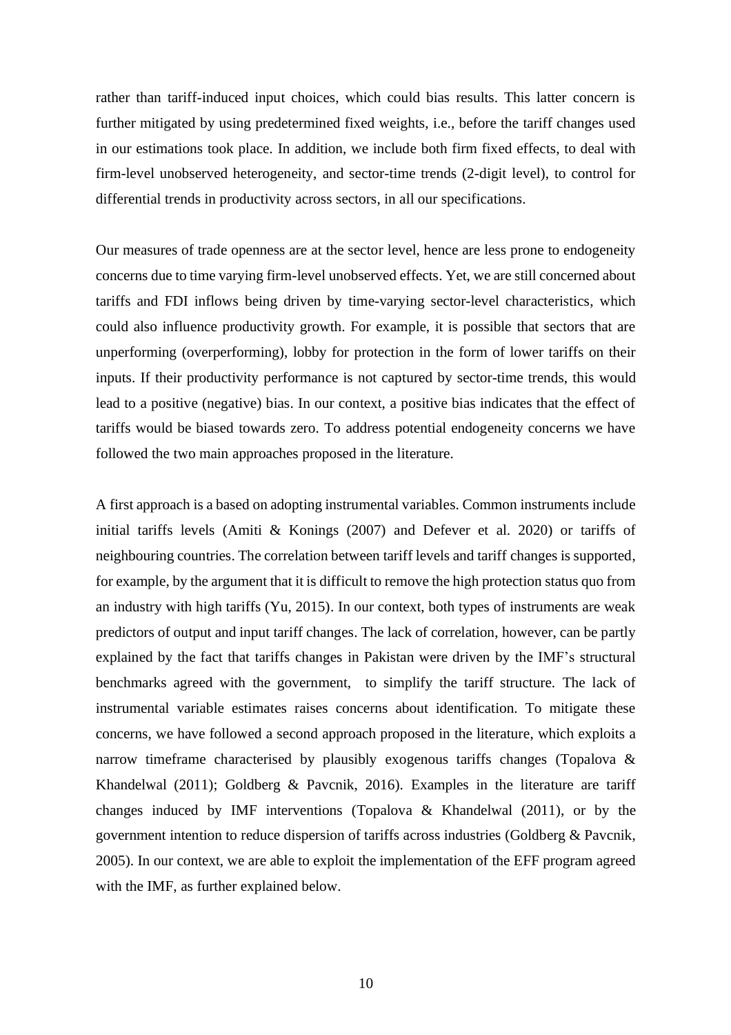rather than tariff-induced input choices, which could bias results. This latter concern is further mitigated by using predetermined fixed weights, i.e., before the tariff changes used in our estimations took place. In addition, we include both firm fixed effects, to deal with firm-level unobserved heterogeneity, and sector-time trends (2-digit level), to control for differential trends in productivity across sectors, in all our specifications.

Our measures of trade openness are at the sector level, hence are less prone to endogeneity concerns due to time varying firm-level unobserved effects. Yet, we are still concerned about tariffs and FDI inflows being driven by time-varying sector-level characteristics, which could also influence productivity growth. For example, it is possible that sectors that are unperforming (overperforming), lobby for protection in the form of lower tariffs on their inputs. If their productivity performance is not captured by sector-time trends, this would lead to a positive (negative) bias. In our context, a positive bias indicates that the effect of tariffs would be biased towards zero. To address potential endogeneity concerns we have followed the two main approaches proposed in the literature.

A first approach is a based on adopting instrumental variables. Common instruments include initial tariffs levels (Amiti & Konings (2007) and Defever et al. 2020) or tariffs of neighbouring countries. The correlation between tariff levels and tariff changes is supported, for example, by the argument that it is difficult to remove the high protection status quo from an industry with high tariffs (Yu, 2015). In our context, both types of instruments are weak predictors of output and input tariff changes. The lack of correlation, however, can be partly explained by the fact that tariffs changes in Pakistan were driven by the IMF's structural benchmarks agreed with the government, to simplify the tariff structure. The lack of instrumental variable estimates raises concerns about identification. To mitigate these concerns, we have followed a second approach proposed in the literature, which exploits a narrow timeframe characterised by plausibly exogenous tariffs changes (Topalova & Khandelwal (2011); Goldberg & Pavcnik, 2016). Examples in the literature are tariff changes induced by IMF interventions (Topalova & Khandelwal (2011), or by the government intention to reduce dispersion of tariffs across industries (Goldberg & Pavcnik, 2005). In our context, we are able to exploit the implementation of the EFF program agreed with the IMF, as further explained below.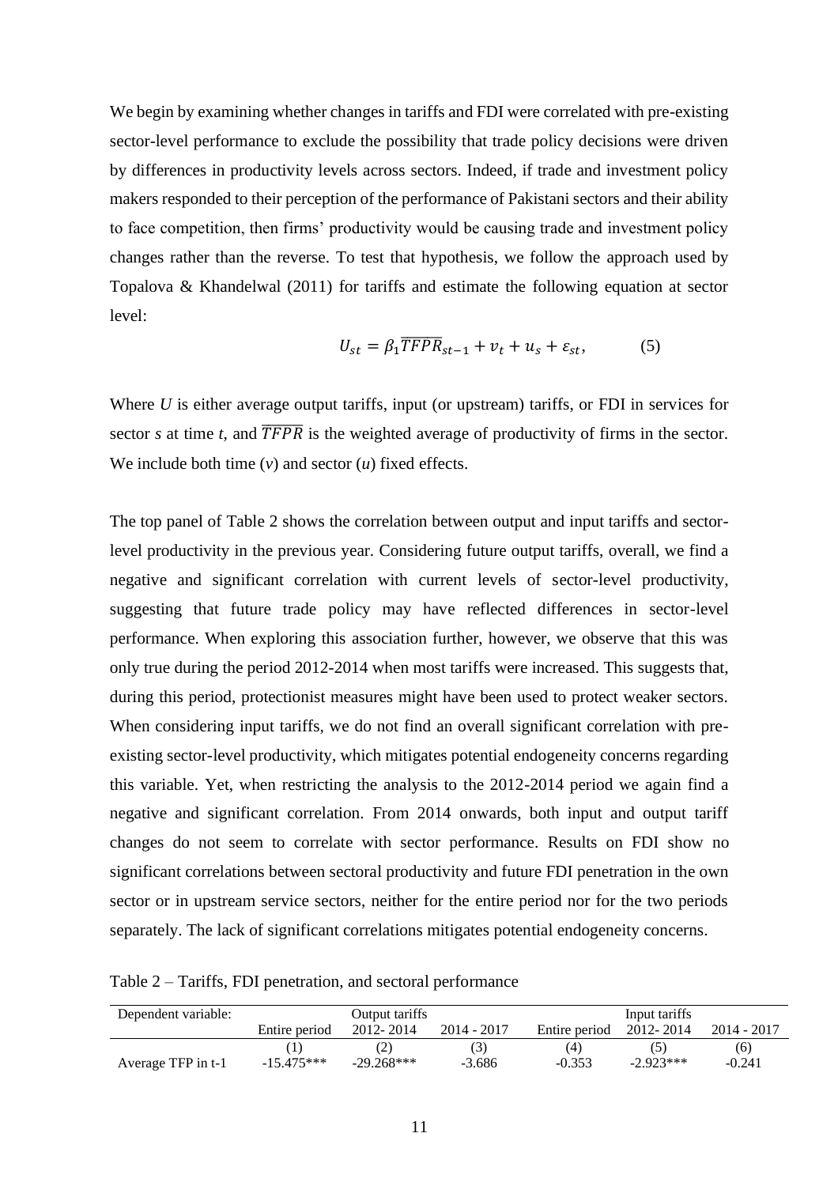We begin by examining whether changes in tariffs and FDI were correlated with pre-existing sector-level performance to exclude the possibility that trade policy decisions were driven by differences in productivity levels across sectors. Indeed, if trade and investment policy makers responded to their perception of the performance of Pakistani sectors and their ability to face competition, then firms' productivity would be causing trade and investment policy changes rather than the reverse. To test that hypothesis, we follow the approach used by Topalova & Khandelwal (2011) for tariffs and estimate the following equation at sector level:

$$U_{st} = \beta_1 \overline{TFPR}_{st-1} + v_t + u_s + \varepsilon_{st}, \qquad (5)$$

Where $U$ is either average output tariffs, input (or upstream) tariffs, or FDI in services for sector $s$ at time $t$, and $\overline{TFPR}$ is the weighted average of productivity of firms in the sector. We include both time ($v$) and sector ($u$) fixed effects.

The top panel of Table 2 shows the correlation between output and input tariffs and sector-level productivity in the previous year. Considering future output tariffs, overall, we find a negative and significant correlation with current levels of sector-level productivity, suggesting that future trade policy may have reflected differences in sector-level performance. When exploring this association further, however, we observe that this was only true during the period 2012-2014 when most tariffs were increased. This suggests that, during this period, protectionist measures might have been used to protect weaker sectors. When considering input tariffs, we do not find an overall significant correlation with pre-existing sector-level productivity, which mitigates potential endogeneity concerns regarding this variable. Yet, when restricting the analysis to the 2012-2014 period we again find a negative and significant correlation. From 2014 onwards, both input and output tariff changes do not seem to correlate with sector performance. Results on FDI show no significant correlations between sectoral productivity and future FDI penetration in the own sector or in upstream service sectors, neither for the entire period nor for the two periods separately. The lack of significant correlations mitigates potential endogeneity concerns.

Table 2 – Tariffs, FDI penetration, and sectoral performance

| Dependent variable: | Output tariffs | | | Input tariffs | | |
|---|---|---|---|---|---|---|
| | Entire period | 2012- 2014 | 2014 - 2017 | Entire period | 2012- 2014 | 2014 - 2017 |
| | (1) | (2) | (3) | (4) | (5) | (6) |
| Average TFP in t-1 | -15.475*** | -29.268*** | -3.686 | -0.353 | -2.923*** | -0.241 |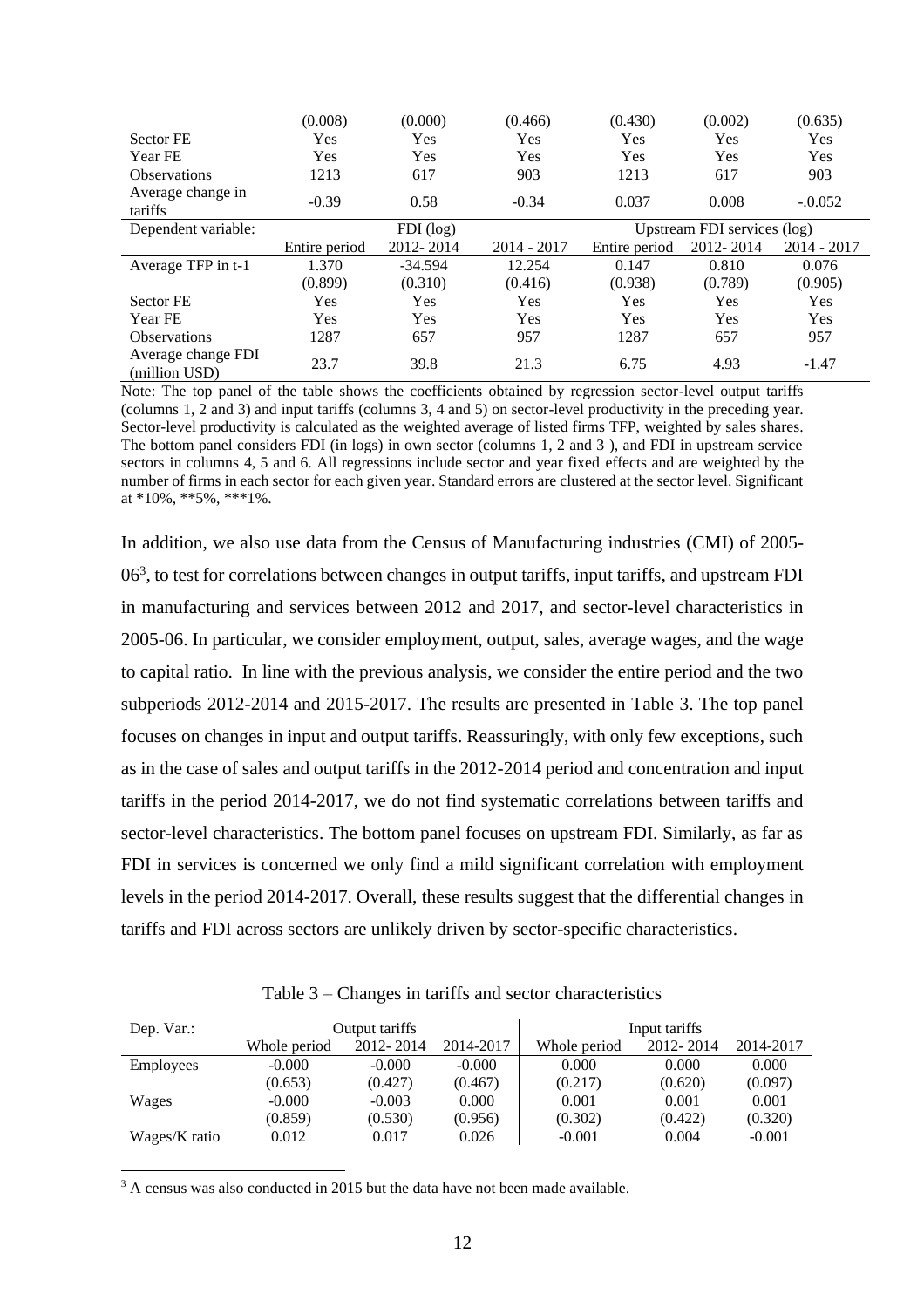|  | (0.008) | (0.000) | (0.466) | (0.430) | (0.002) | (0.635) |
|---|---|---|---|---|---|---|
| Sector FE | Yes | Yes | Yes | Yes | Yes | Yes |
| Year FE | Yes | Yes | Yes | Yes | Yes | Yes |
| Observations | 1213 | 617 | 903 | 1213 | 617 | 903 |
| Average change in tariffs | -0.39 | 0.58 | -0.34 | 0.037 | 0.008 | -.0.052 |
| Dependent variable: |  | FDI (log) |  |  | Upstream FDI services (log) |  |
|  | Entire period | 2012- 2014 | 2014 - 2017 | Entire period | 2012- 2014 | 2014 - 2017 |
| Average TFP in t-1 | 1.370 | -34.594 | 12.254 | 0.147 | 0.810 | 0.076 |
|  | (0.899) | (0.310) | (0.416) | (0.938) | (0.789) | (0.905) |
| Sector FE | Yes | Yes | Yes | Yes | Yes | Yes |
| Year FE | Yes | Yes | Yes | Yes | Yes | Yes |
| Observations | 1287 | 657 | 957 | 1287 | 657 | 957 |
| Average change FDI (million USD) | 23.7 | 39.8 | 21.3 | 6.75 | 4.93 | -1.47 |

Note: The top panel of the table shows the coefficients obtained by regression sector-level output tariffs (columns 1, 2 and 3) and input tariffs (columns 3, 4 and 5) on sector-level productivity in the preceding year. Sector-level productivity is calculated as the weighted average of listed firms TFP, weighted by sales shares. The bottom panel considers FDI (in logs) in own sector (columns 1, 2 and 3 ), and FDI in upstream service sectors in columns 4, 5 and 6. All regressions include sector and year fixed effects and are weighted by the number of firms in each sector for each given year. Standard errors are clustered at the sector level. Significant at *10%, **5%, ***1%.

In addition, we also use data from the Census of Manufacturing industries (CMI) of 2005-06[3], to test for correlations between changes in output tariffs, input tariffs, and upstream FDI in manufacturing and services between 2012 and 2017, and sector-level characteristics in 2005-06. In particular, we consider employment, output, sales, average wages, and the wage to capital ratio. In line with the previous analysis, we consider the entire period and the two subperiods 2012-2014 and 2015-2017. The results are presented in Table 3. The top panel focuses on changes in input and output tariffs. Reassuringly, with only few exceptions, such as in the case of sales and output tariffs in the 2012-2014 period and concentration and input tariffs in the period 2014-2017, we do not find systematic correlations between tariffs and sector-level characteristics. The bottom panel focuses on upstream FDI. Similarly, as far as FDI in services is concerned we only find a mild significant correlation with employment levels in the period 2014-2017. Overall, these results suggest that the differential changes in tariffs and FDI across sectors are unlikely driven by sector-specific characteristics.

Table 3 – Changes in tariffs and sector characteristics

| Dep. Var.: | Output tariffs |  |  | Input tariffs |  |  |
|---|---|---|---|---|---|---|
|  | Whole period | 2012- 2014 | 2014-2017 | Whole period | 2012- 2014 | 2014-2017 |
| Employees | -0.000 | -0.000 | -0.000 | 0.000 | 0.000 | 0.000 |
|  | (0.653) | (0.427) | (0.467) | (0.217) | (0.620) | (0.097) |
| Wages | -0.000 | -0.003 | 0.000 | 0.001 | 0.001 | 0.001 |
|  | (0.859) | (0.530) | (0.956) | (0.302) | (0.422) | (0.320) |
| Wages/K ratio | 0.012 | 0.017 | 0.026 | -0.001 | 0.004 | -0.001 |

[3] A census was also conducted in 2015 but the data have not been made available.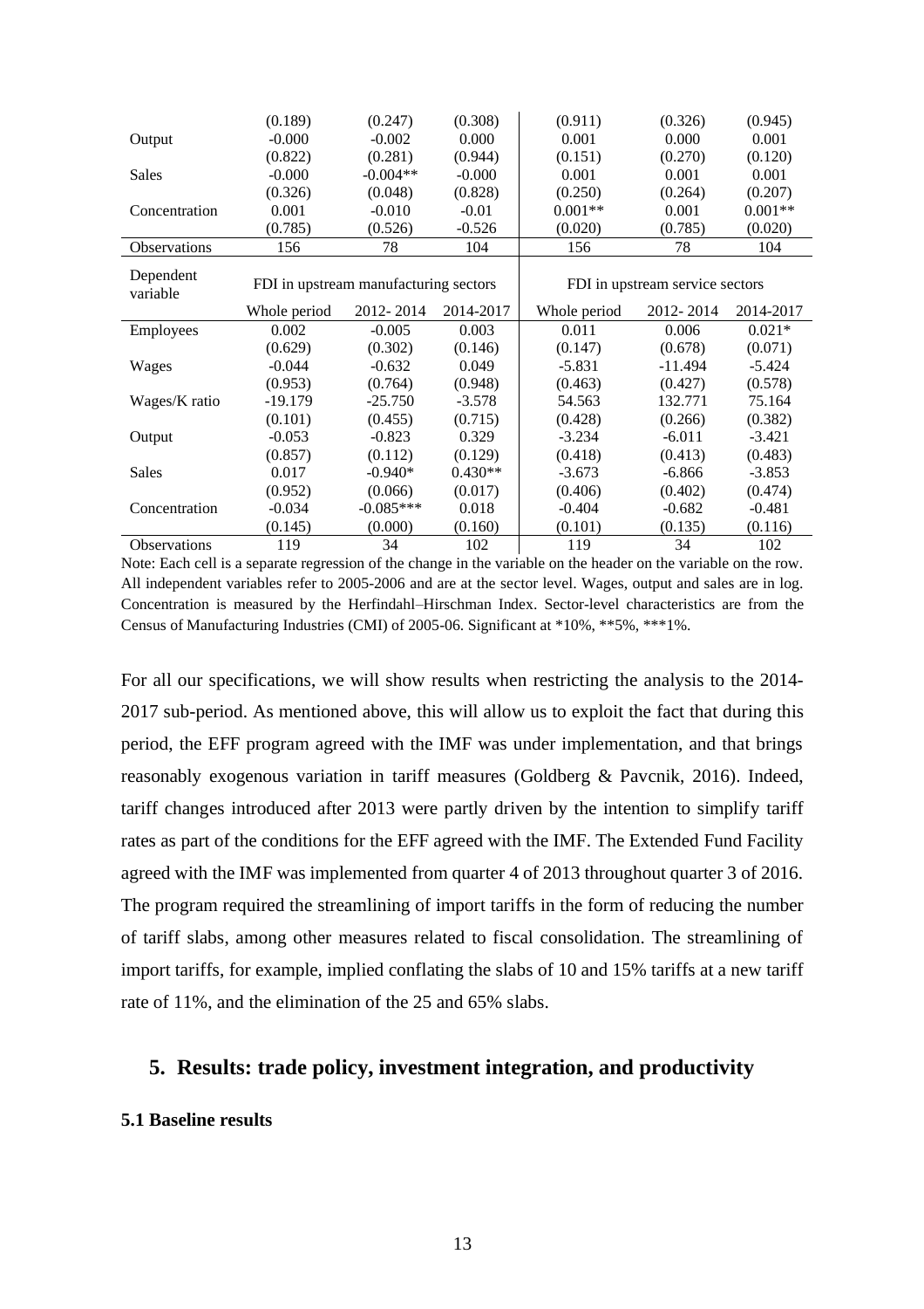|  | (0.189) | (0.247) | (0.308) | (0.911) | (0.326) | (0.945) |
|---|---|---|---|---|---|---|
| Output | -0.000 | -0.002 | 0.000 | 0.001 | 0.000 | 0.001 |
|  | (0.822) | (0.281) | (0.944) | (0.151) | (0.270) | (0.120) |
| Sales | -0.000 | -0.004** | -0.000 | 0.001 | 0.001 | 0.001 |
|  | (0.326) | (0.048) | (0.828) | (0.250) | (0.264) | (0.207) |
| Concentration | 0.001 | -0.010 | -0.01 | 0.001** | 0.001 | 0.001** |
|  | (0.785) | (0.526) | -0.526 | (0.020) | (0.785) | (0.020) |
| Observations | 156 | 78 | 104 | 156 | 78 | 104 |
| Dependent variable | FDI in upstream manufacturing sectors | | | FDI in upstream service sectors | | |
|  | Whole period | 2012- 2014 | 2014-2017 | Whole period | 2012- 2014 | 2014-2017 |
| Employees | 0.002 | -0.005 | 0.003 | 0.011 | 0.006 | 0.021* |
|  | (0.629) | (0.302) | (0.146) | (0.147) | (0.678) | (0.071) |
| Wages | -0.044 | -0.632 | 0.049 | -5.831 | -11.494 | -5.424 |
|  | (0.953) | (0.764) | (0.948) | (0.463) | (0.427) | (0.578) |
| Wages/K ratio | -19.179 | -25.750 | -3.578 | 54.563 | 132.771 | 75.164 |
|  | (0.101) | (0.455) | (0.715) | (0.428) | (0.266) | (0.382) |
| Output | -0.053 | -0.823 | 0.329 | -3.234 | -6.011 | -3.421 |
|  | (0.857) | (0.112) | (0.129) | (0.418) | (0.413) | (0.483) |
| Sales | 0.017 | -0.940* | 0.430** | -3.673 | -6.866 | -3.853 |
|  | (0.952) | (0.066) | (0.017) | (0.406) | (0.402) | (0.474) |
| Concentration | -0.034 | -0.085*** | 0.018 | -0.404 | -0.682 | -0.481 |
|  | (0.145) | (0.000) | (0.160) | (0.101) | (0.135) | (0.116) |
| Observations | 119 | 34 | 102 | 119 | 34 | 102 |

Note: Each cell is a separate regression of the change in the variable on the header on the variable on the row. All independent variables refer to 2005-2006 and are at the sector level. Wages, output and sales are in log. Concentration is measured by the Herfindahl–Hirschman Index. Sector-level characteristics are from the Census of Manufacturing Industries (CMI) of 2005-06. Significant at *10%, **5%, ***1%.

For all our specifications, we will show results when restricting the analysis to the 2014-2017 sub-period. As mentioned above, this will allow us to exploit the fact that during this period, the EFF program agreed with the IMF was under implementation, and that brings reasonably exogenous variation in tariff measures (Goldberg & Pavcnik, 2016). Indeed, tariff changes introduced after 2013 were partly driven by the intention to simplify tariff rates as part of the conditions for the EFF agreed with the IMF. The Extended Fund Facility agreed with the IMF was implemented from quarter 4 of 2013 throughout quarter 3 of 2016. The program required the streamlining of import tariffs in the form of reducing the number of tariff slabs, among other measures related to fiscal consolidation. The streamlining of import tariffs, for example, implied conflating the slabs of 10 and 15% tariffs at a new tariff rate of 11%, and the elimination of the 25 and 65% slabs.

## 5. Results: trade policy, investment integration, and productivity

### 5.1 Baseline results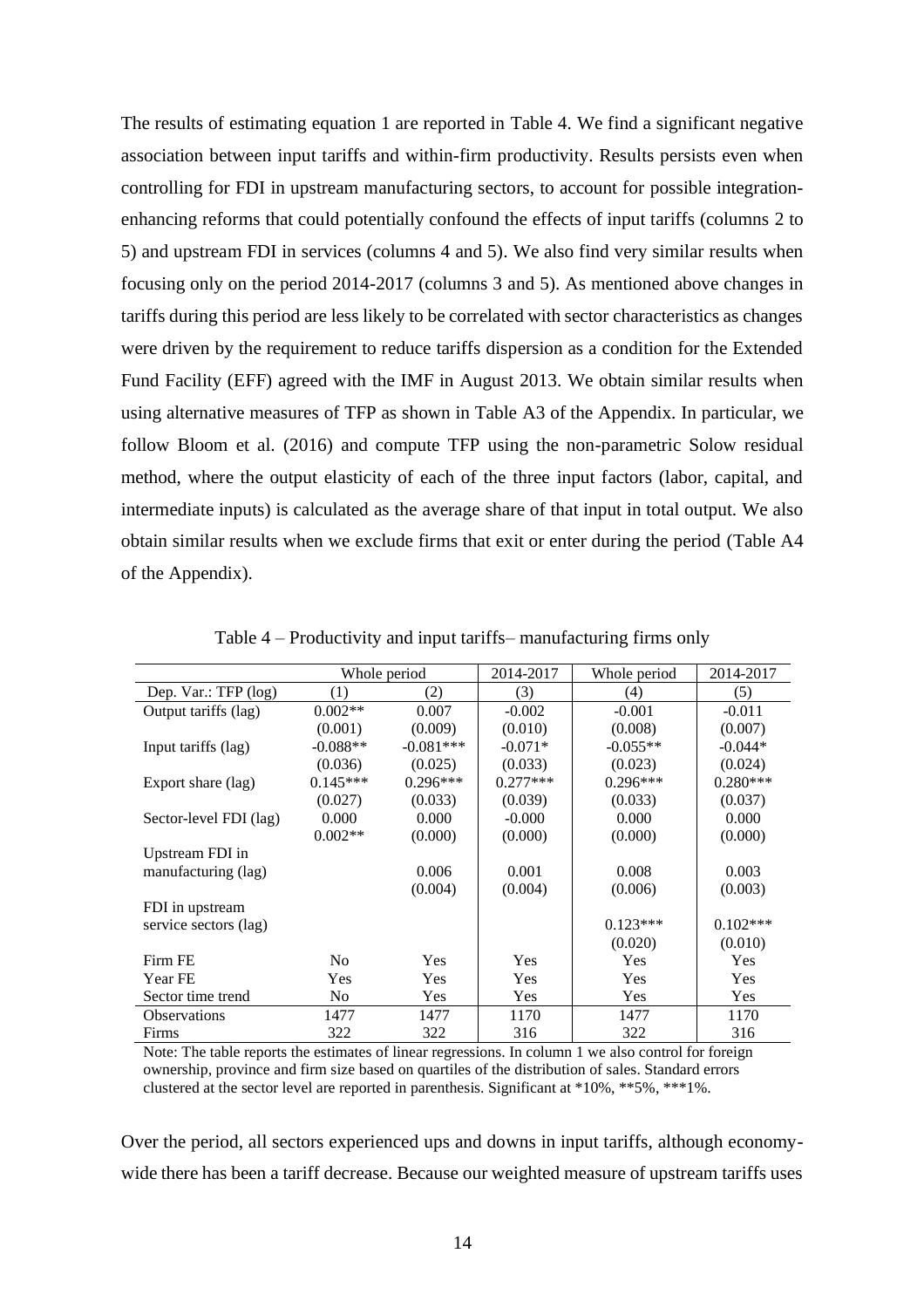The results of estimating equation 1 are reported in Table 4. We find a significant negative association between input tariffs and within-firm productivity. Results persists even when controlling for FDI in upstream manufacturing sectors, to account for possible integration-enhancing reforms that could potentially confound the effects of input tariffs (columns 2 to 5) and upstream FDI in services (columns 4 and 5). We also find very similar results when focusing only on the period 2014-2017 (columns 3 and 5). As mentioned above changes in tariffs during this period are less likely to be correlated with sector characteristics as changes were driven by the requirement to reduce tariffs dispersion as a condition for the Extended Fund Facility (EFF) agreed with the IMF in August 2013. We obtain similar results when using alternative measures of TFP as shown in Table A3 of the Appendix. In particular, we follow Bloom et al. (2016) and compute TFP using the non-parametric Solow residual method, where the output elasticity of each of the three input factors (labor, capital, and intermediate inputs) is calculated as the average share of that input in total output. We also obtain similar results when we exclude firms that exit or enter during the period (Table A4 of the Appendix).

Table 4 – Productivity and input tariffs– manufacturing firms only

| | Whole period | | 2014-2017 | Whole period | 2014-2017 |
|---|---|---|---|---|---|
| Dep. Var.: TFP (log) | (1) | (2) | (3) | (4) | (5) |
| Output tariffs (lag) | 0.002** | 0.007 | -0.002 | -0.001 | -0.011 |
| | (0.001) | (0.009) | (0.010) | (0.008) | (0.007) |
| Input tariffs (lag) | -0.088** | -0.081*** | -0.071* | -0.055** | -0.044* |
| | (0.036) | (0.025) | (0.033) | (0.023) | (0.024) |
| Export share (lag) | 0.145*** | 0.296*** | 0.277*** | 0.296*** | 0.280*** |
| | (0.027) | (0.033) | (0.039) | (0.033) | (0.037) |
| Sector-level FDI (lag) | 0.000 | 0.000 | -0.000 | 0.000 | 0.000 |
| | 0.002** | (0.000) | (0.000) | (0.000) | (0.000) |
| Upstream FDI in manufacturing (lag) | | 0.006 | 0.001 | 0.008 | 0.003 |
| | | (0.004) | (0.004) | (0.006) | (0.003) |
| FDI in upstream service sectors (lag) | | | | 0.123*** | 0.102*** |
| | | | | (0.020) | (0.010) |
| Firm FE | No | Yes | Yes | Yes | Yes |
| Year FE | Yes | Yes | Yes | Yes | Yes |
| Sector time trend | No | Yes | Yes | Yes | Yes |
| Observations | 1477 | 1477 | 1170 | 1477 | 1170 |
| Firms | 322 | 322 | 316 | 322 | 316 |

Note: The table reports the estimates of linear regressions. In column 1 we also control for foreign ownership, province and firm size based on quartiles of the distribution of sales. Standard errors clustered at the sector level are reported in parenthesis. Significant at *10%, **5%, ***1%.

Over the period, all sectors experienced ups and downs in input tariffs, although economy-wide there has been a tariff decrease. Because our weighted measure of upstream tariffs uses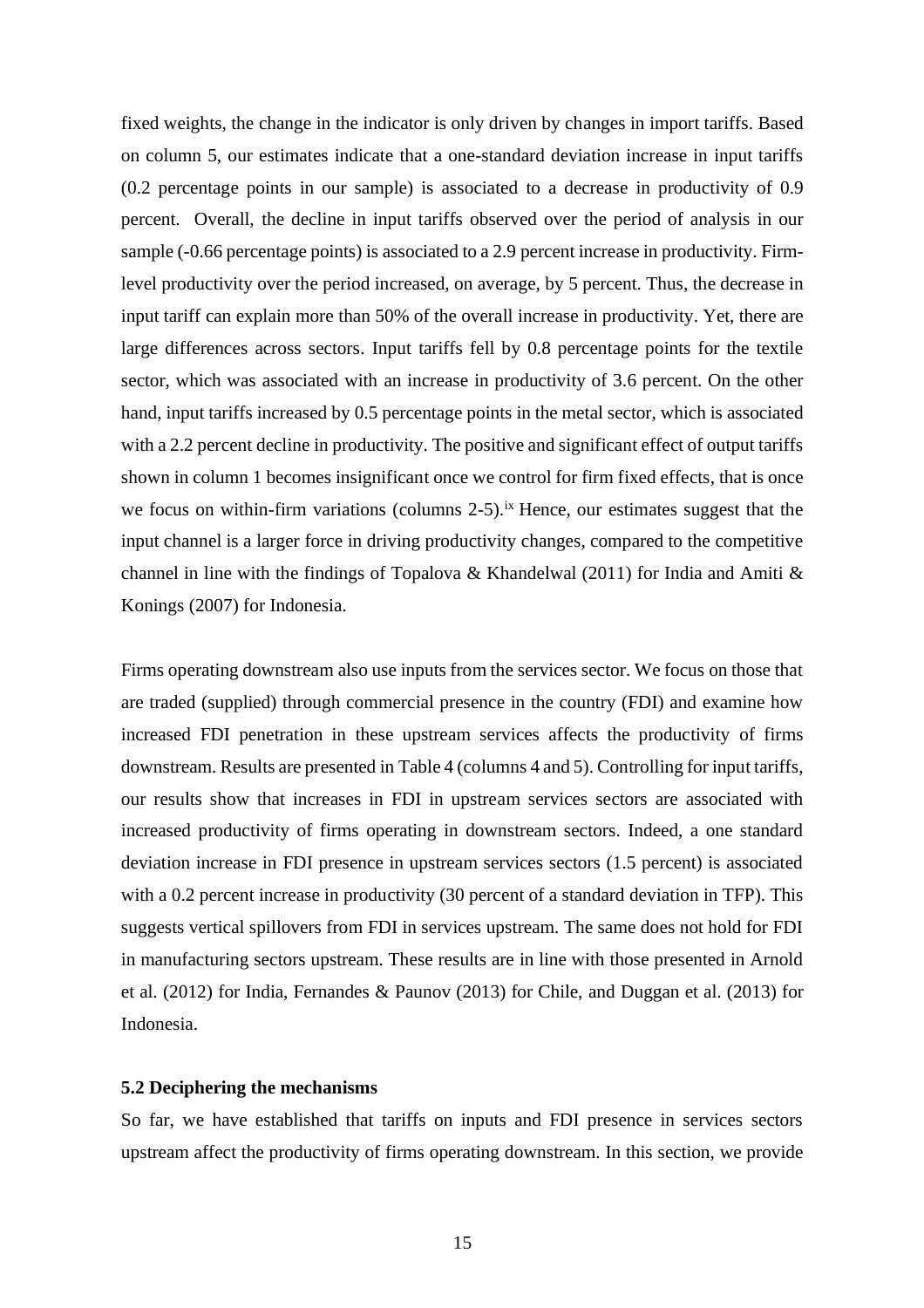fixed weights, the change in the indicator is only driven by changes in import tariffs. Based on column 5, our estimates indicate that a one-standard deviation increase in input tariffs (0.2 percentage points in our sample) is associated to a decrease in productivity of 0.9 percent. Overall, the decline in input tariffs observed over the period of analysis in our sample (-0.66 percentage points) is associated to a 2.9 percent increase in productivity. Firm-level productivity over the period increased, on average, by 5 percent. Thus, the decrease in input tariff can explain more than 50% of the overall increase in productivity. Yet, there are large differences across sectors. Input tariffs fell by 0.8 percentage points for the textile sector, which was associated with an increase in productivity of 3.6 percent. On the other hand, input tariffs increased by 0.5 percentage points in the metal sector, which is associated with a 2.2 percent decline in productivity. The positive and significant effect of output tariffs shown in column 1 becomes insignificant once we control for firm fixed effects, that is once we focus on within-firm variations (columns 2-5).[ix] Hence, our estimates suggest that the input channel is a larger force in driving productivity changes, compared to the competitive channel in line with the findings of Topalova & Khandelwal (2011) for India and Amiti & Konings (2007) for Indonesia.

Firms operating downstream also use inputs from the services sector. We focus on those that are traded (supplied) through commercial presence in the country (FDI) and examine how increased FDI penetration in these upstream services affects the productivity of firms downstream. Results are presented in Table 4 (columns 4 and 5). Controlling for input tariffs, our results show that increases in FDI in upstream services sectors are associated with increased productivity of firms operating in downstream sectors. Indeed, a one standard deviation increase in FDI presence in upstream services sectors (1.5 percent) is associated with a 0.2 percent increase in productivity (30 percent of a standard deviation in TFP). This suggests vertical spillovers from FDI in services upstream. The same does not hold for FDI in manufacturing sectors upstream. These results are in line with those presented in Arnold et al. (2012) for India, Fernandes & Paunov (2013) for Chile, and Duggan et al. (2013) for Indonesia.

### 5.2 Deciphering the mechanisms

So far, we have established that tariffs on inputs and FDI presence in services sectors upstream affect the productivity of firms operating downstream. In this section, we provide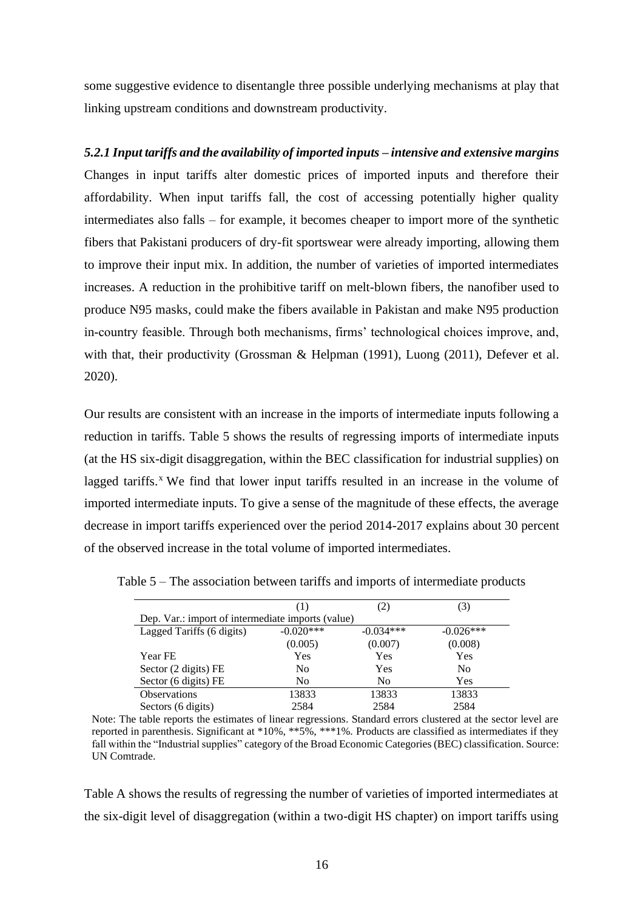some suggestive evidence to disentangle three possible underlying mechanisms at play that linking upstream conditions and downstream productivity.

#### *5.2.1 Input tariffs and the availability of imported inputs – intensive and extensive margins*

Changes in input tariffs alter domestic prices of imported inputs and therefore their affordability. When input tariffs fall, the cost of accessing potentially higher quality intermediates also falls – for example, it becomes cheaper to import more of the synthetic fibers that Pakistani producers of dry-fit sportswear were already importing, allowing them to improve their input mix. In addition, the number of varieties of imported intermediates increases. A reduction in the prohibitive tariff on melt-blown fibers, the nanofiber used to produce N95 masks, could make the fibers available in Pakistan and make N95 production in-country feasible. Through both mechanisms, firms' technological choices improve, and, with that, their productivity (Grossman & Helpman (1991), Luong (2011), Defever et al. 2020).

Our results are consistent with an increase in the imports of intermediate inputs following a reduction in tariffs. Table 5 shows the results of regressing imports of intermediate inputs (at the HS six-digit disaggregation, within the BEC classification for industrial supplies) on lagged tariffs.[x] We find that lower input tariffs resulted in an increase in the volume of imported intermediate inputs. To give a sense of the magnitude of these effects, the average decrease in import tariffs experienced over the period 2014-2017 explains about 30 percent of the observed increase in the total volume of imported intermediates.

Table 5 – The association between tariffs and imports of intermediate products

| | (1) | (2) | (3) |
|---|---|---|---|
| Dep. Var.: import of intermediate imports (value) | | | |
| Lagged Tariffs (6 digits) | -0.020*** | -0.034*** | -0.026*** |
| | (0.005) | (0.007) | (0.008) |
| Year FE | Yes | Yes | Yes |
| Sector (2 digits) FE | No | Yes | No |
| Sector (6 digits) FE | No | No | Yes |
| Observations | 13833 | 13833 | 13833 |
| Sectors (6 digits) | 2584 | 2584 | 2584 |

Note: The table reports the estimates of linear regressions. Standard errors clustered at the sector level are reported in parenthesis. Significant at *10%, **5%, ***1%. Products are classified as intermediates if they fall within the "Industrial supplies" category of the Broad Economic Categories (BEC) classification. Source: UN Comtrade.

Table A shows the results of regressing the number of varieties of imported intermediates at the six-digit level of disaggregation (within a two-digit HS chapter) on import tariffs using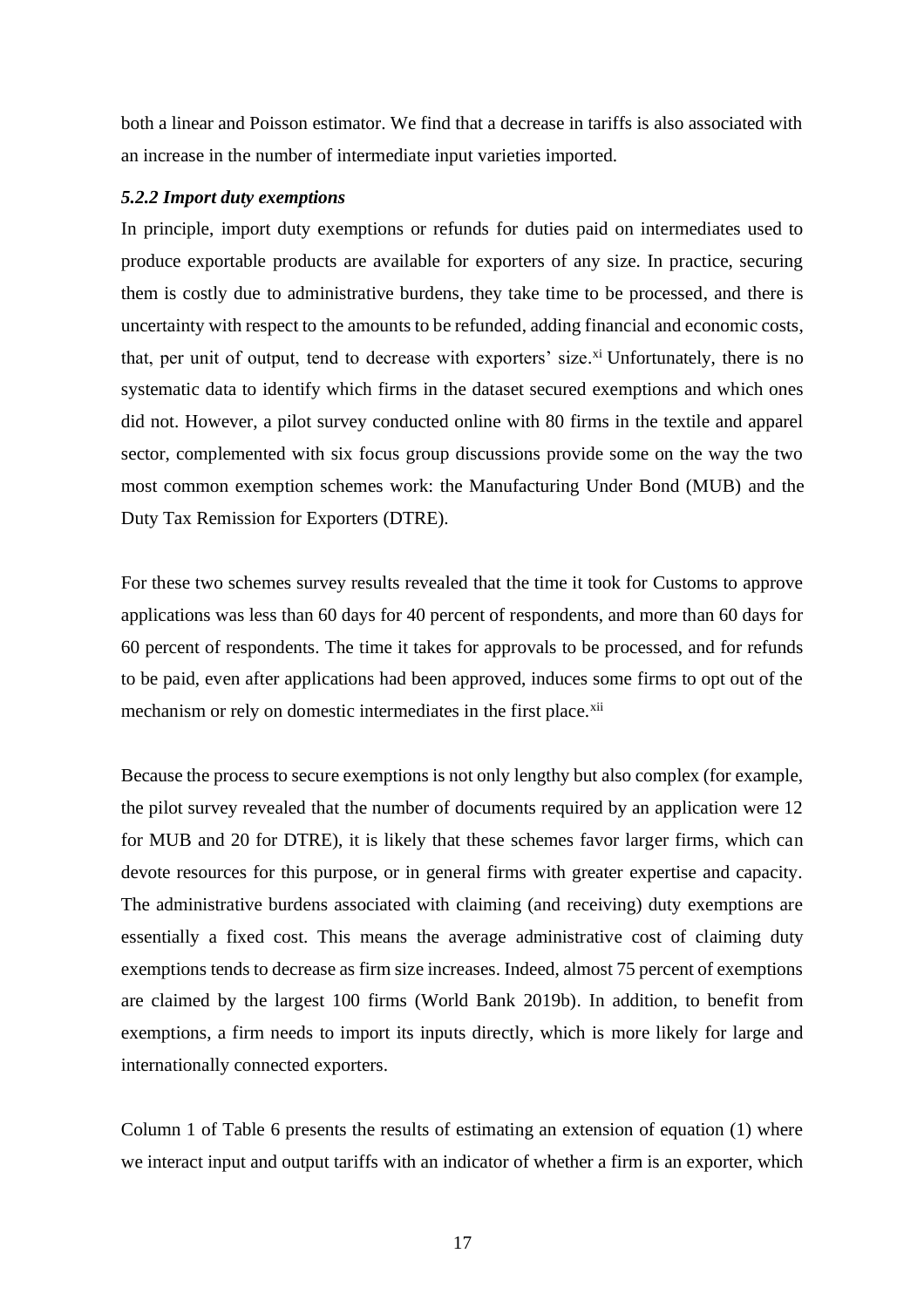both a linear and Poisson estimator. We find that a decrease in tariffs is also associated with an increase in the number of intermediate input varieties imported.

#### *5.2.2 Import duty exemptions*

In principle, import duty exemptions or refunds for duties paid on intermediates used to produce exportable products are available for exporters of any size. In practice, securing them is costly due to administrative burdens, they take time to be processed, and there is uncertainty with respect to the amounts to be refunded, adding financial and economic costs, that, per unit of output, tend to decrease with exporters' size.[xi] Unfortunately, there is no systematic data to identify which firms in the dataset secured exemptions and which ones did not. However, a pilot survey conducted online with 80 firms in the textile and apparel sector, complemented with six focus group discussions provide some on the way the two most common exemption schemes work: the Manufacturing Under Bond (MUB) and the Duty Tax Remission for Exporters (DTRE).

For these two schemes survey results revealed that the time it took for Customs to approve applications was less than 60 days for 40 percent of respondents, and more than 60 days for 60 percent of respondents. The time it takes for approvals to be processed, and for refunds to be paid, even after applications had been approved, induces some firms to opt out of the mechanism or rely on domestic intermediates in the first place.[xii]

Because the process to secure exemptions is not only lengthy but also complex (for example, the pilot survey revealed that the number of documents required by an application were 12 for MUB and 20 for DTRE), it is likely that these schemes favor larger firms, which can devote resources for this purpose, or in general firms with greater expertise and capacity. The administrative burdens associated with claiming (and receiving) duty exemptions are essentially a fixed cost. This means the average administrative cost of claiming duty exemptions tends to decrease as firm size increases. Indeed, almost 75 percent of exemptions are claimed by the largest 100 firms (World Bank 2019b). In addition, to benefit from exemptions, a firm needs to import its inputs directly, which is more likely for large and internationally connected exporters.

Column 1 of Table 6 presents the results of estimating an extension of equation (1) where we interact input and output tariffs with an indicator of whether a firm is an exporter, which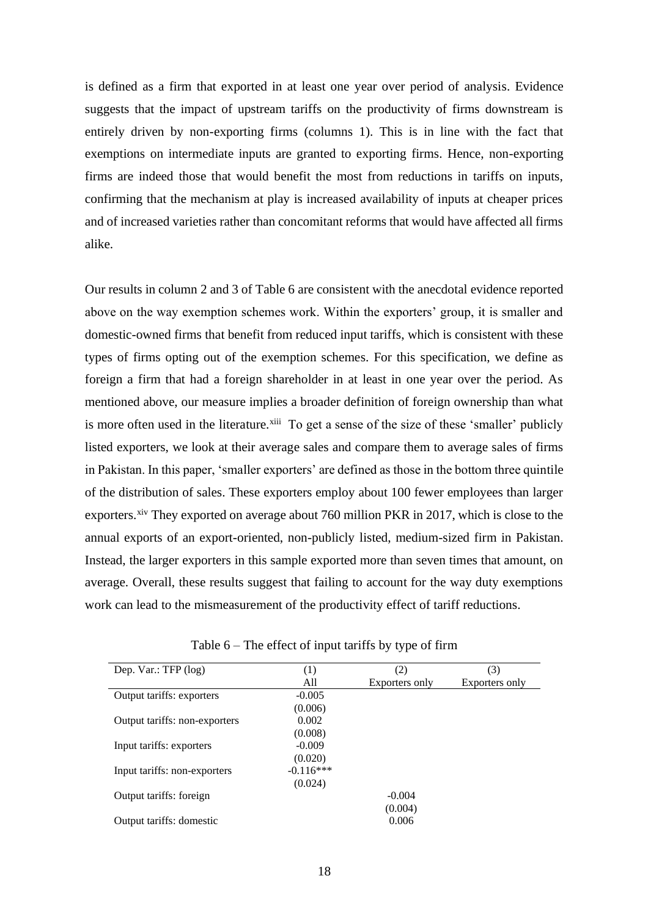is defined as a firm that exported in at least one year over period of analysis. Evidence suggests that the impact of upstream tariffs on the productivity of firms downstream is entirely driven by non-exporting firms (columns 1). This is in line with the fact that exemptions on intermediate inputs are granted to exporting firms. Hence, non-exporting firms are indeed those that would benefit the most from reductions in tariffs on inputs, confirming that the mechanism at play is increased availability of inputs at cheaper prices and of increased varieties rather than concomitant reforms that would have affected all firms alike.

Our results in column 2 and 3 of Table 6 are consistent with the anecdotal evidence reported above on the way exemption schemes work. Within the exporters' group, it is smaller and domestic-owned firms that benefit from reduced input tariffs, which is consistent with these types of firms opting out of the exemption schemes. For this specification, we define as foreign a firm that had a foreign shareholder in at least in one year over the period. As mentioned above, our measure implies a broader definition of foreign ownership than what is more often used in the literature.[xiii] To get a sense of the size of these 'smaller' publicly listed exporters, we look at their average sales and compare them to average sales of firms in Pakistan. In this paper, 'smaller exporters' are defined as those in the bottom three quintile of the distribution of sales. These exporters employ about 100 fewer employees than larger exporters.[xiv] They exported on average about 760 million PKR in 2017, which is close to the annual exports of an export-oriented, non-publicly listed, medium-sized firm in Pakistan. Instead, the larger exporters in this sample exported more than seven times that amount, on average. Overall, these results suggest that failing to account for the way duty exemptions work can lead to the mismeasurement of the productivity effect of tariff reductions.

Table 6 – The effect of input tariffs by type of firm

| Dep. Var.: TFP (log) | (1) | (2) | (3) |
|---|---|---|---|
| | All | Exporters only | Exporters only |
| Output tariffs: exporters | -0.005 | | |
| | (0.006) | | |
| Output tariffs: non-exporters | 0.002 | | |
| | (0.008) | | |
| Input tariffs: exporters | -0.009 | | |
| | (0.020) | | |
| Input tariffs: non-exporters | -0.116*** | | |
| | (0.024) | | |
| Output tariffs: foreign | | -0.004 | |
| | | (0.004) | |
| Output tariffs: domestic | | 0.006 | |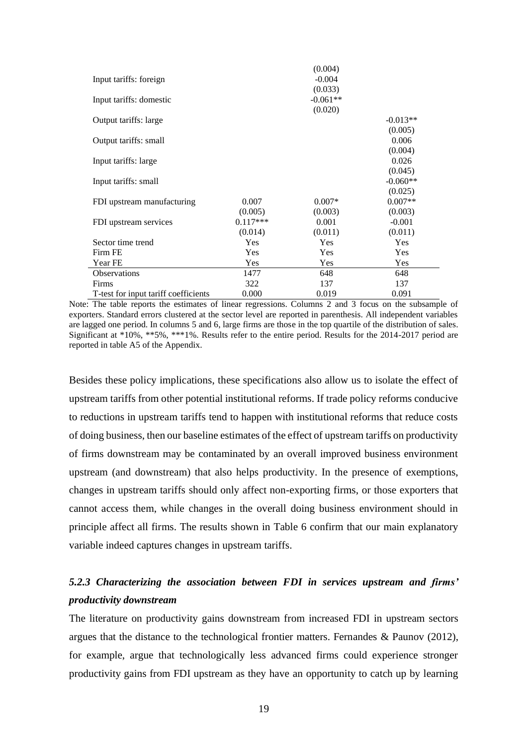| | | | |
|---|---|---|---|
| | | (0.004) | |
| Input tariffs: foreign | | -0.004 | |
| | | (0.033) | |
| Input tariffs: domestic | | -0.061** | |
| | | (0.020) | |
| Output tariffs: large | | | -0.013** |
| | | | (0.005) |
| Output tariffs: small | | | 0.006 |
| | | | (0.004) |
| Input tariffs: large | | | 0.026 |
| | | | (0.045) |
| Input tariffs: small | | | -0.060** |
| | | | (0.025) |
| FDI upstream manufacturing | 0.007 | 0.007* | 0.007** |
| | (0.005) | (0.003) | (0.003) |
| FDI upstream services | 0.117*** | 0.001 | -0.001 |
| | (0.014) | (0.011) | (0.011) |
| Sector time trend | Yes | Yes | Yes |
| Firm FE | Yes | Yes | Yes |
| Year FE | Yes | Yes | Yes |
| Observations | 1477 | 648 | 648 |
| Firms | 322 | 137 | 137 |
| T-test for input tariff coefficients | 0.000 | 0.019 | 0.091 |

Note: The table reports the estimates of linear regressions. Columns 2 and 3 focus on the subsample of exporters. Standard errors clustered at the sector level are reported in parenthesis. All independent variables are lagged one period. In columns 5 and 6, large firms are those in the top quartile of the distribution of sales. Significant at *10%, **5%, ***1%. Results refer to the entire period. Results for the 2014-2017 period are reported in table A5 of the Appendix.

Besides these policy implications, these specifications also allow us to isolate the effect of upstream tariffs from other potential institutional reforms. If trade policy reforms conducive to reductions in upstream tariffs tend to happen with institutional reforms that reduce costs of doing business, then our baseline estimates of the effect of upstream tariffs on productivity of firms downstream may be contaminated by an overall improved business environment upstream (and downstream) that also helps productivity. In the presence of exemptions, changes in upstream tariffs should only affect non-exporting firms, or those exporters that cannot access them, while changes in the overall doing business environment should in principle affect all firms. The results shown in Table 6 confirm that our main explanatory variable indeed captures changes in upstream tariffs.

### *5.2.3 Characterizing the association between FDI in services upstream and firms' productivity downstream*

The literature on productivity gains downstream from increased FDI in upstream sectors argues that the distance to the technological frontier matters. Fernandes & Paunov (2012), for example, argue that technologically less advanced firms could experience stronger productivity gains from FDI upstream as they have an opportunity to catch up by learning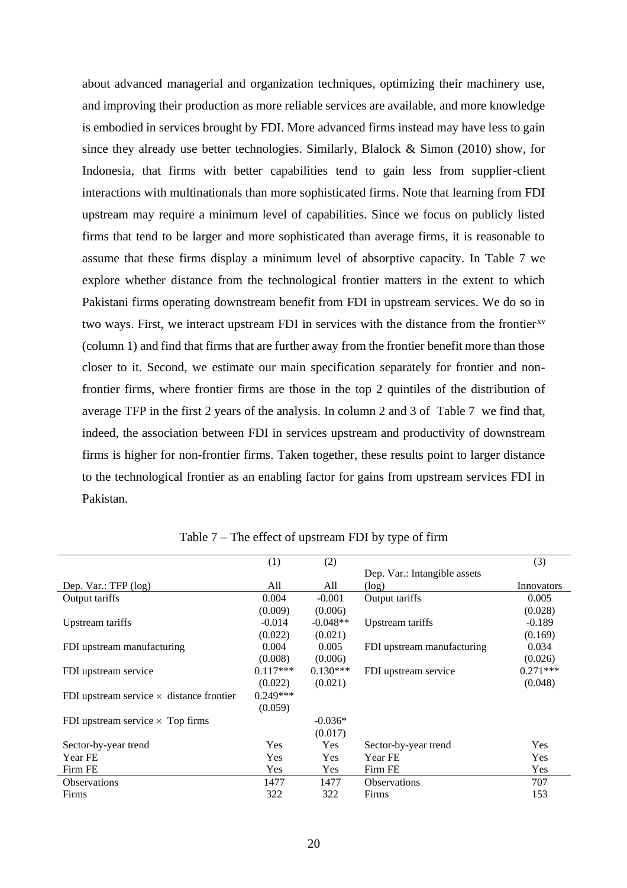about advanced managerial and organization techniques, optimizing their machinery use, and improving their production as more reliable services are available, and more knowledge is embodied in services brought by FDI. More advanced firms instead may have less to gain since they already use better technologies. Similarly, Blalock & Simon (2010) show, for Indonesia, that firms with better capabilities tend to gain less from supplier-client interactions with multinationals than more sophisticated firms. Note that learning from FDI upstream may require a minimum level of capabilities. Since we focus on publicly listed firms that tend to be larger and more sophisticated than average firms, it is reasonable to assume that these firms display a minimum level of absorptive capacity. In Table 7 we explore whether distance from the technological frontier matters in the extent to which Pakistani firms operating downstream benefit from FDI in upstream services. We do so in two ways. First, we interact upstream FDI in services with the distance from the frontier[xv] (column 1) and find that firms that are further away from the frontier benefit more than those closer to it. Second, we estimate our main specification separately for frontier and non-frontier firms, where frontier firms are those in the top 2 quintiles of the distribution of average TFP in the first 2 years of the analysis. In column 2 and 3 of Table 7 we find that, indeed, the association between FDI in services upstream and productivity of downstream firms is higher for non-frontier firms. Taken together, these results point to larger distance to the technological frontier as an enabling factor for gains from upstream services FDI in Pakistan.

Table 7 – The effect of upstream FDI by type of firm

| | (1) | (2) | | (3) |
|---|---|---|---|---|
| Dep. Var.: TFP (log) | All | All | Dep. Var.: Intangible assets (log) | Innovators |
| Output tariffs | 0.004 | -0.001 | Output tariffs | 0.005 |
| | (0.009) | (0.006) | | (0.028) |
| Upstream tariffs | -0.014 | -0.048** | Upstream tariffs | -0.189 |
| | (0.022) | (0.021) | | (0.169) |
| FDI upstream manufacturing | 0.004 | 0.005 | FDI upstream manufacturing | 0.034 |
| | (0.008) | (0.006) | | (0.026) |
| FDI upstream service | 0.117*** | 0.130*** | FDI upstream service | 0.271*** |
| | (0.022) | (0.021) | | (0.048) |
| FDI upstream service × distance frontier | 0.249*** | | | |
| | (0.059) | | | |
| FDI upstream service × Top firms | | -0.036* | | |
| | | (0.017) | | |
| Sector-by-year trend | Yes | Yes | Sector-by-year trend | Yes |
| Year FE | Yes | Yes | Year FE | Yes |
| Firm FE | Yes | Yes | Firm FE | Yes |
| Observations | 1477 | 1477 | Observations | 707 |
| Firms | 322 | 322 | Firms | 153 |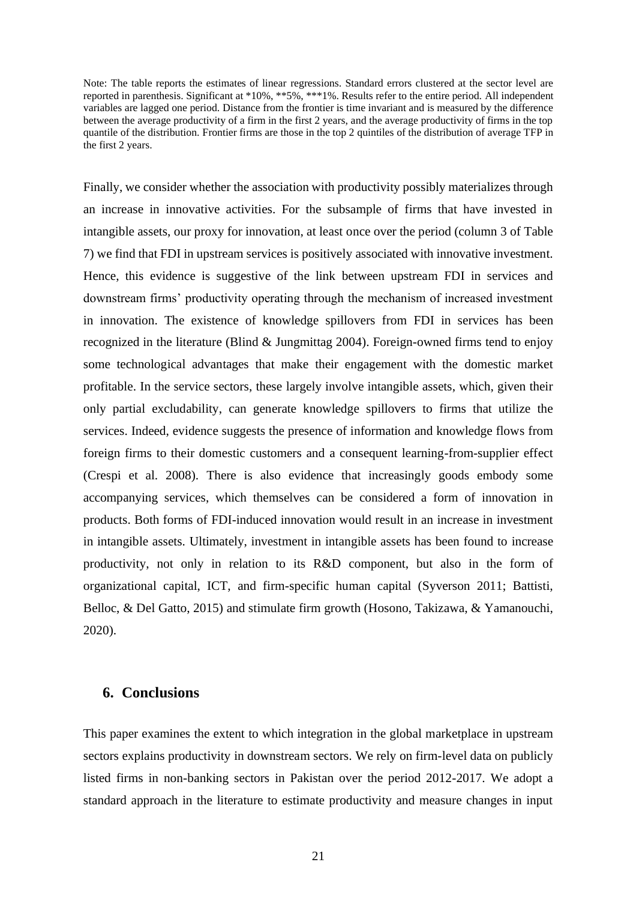Note: The table reports the estimates of linear regressions. Standard errors clustered at the sector level are reported in parenthesis. Significant at *10%, **5%, ***1%. Results refer to the entire period. All independent variables are lagged one period. Distance from the frontier is time invariant and is measured by the difference between the average productivity of a firm in the first 2 years, and the average productivity of firms in the top quantile of the distribution. Frontier firms are those in the top 2 quintiles of the distribution of average TFP in the first 2 years.

Finally, we consider whether the association with productivity possibly materializes through an increase in innovative activities. For the subsample of firms that have invested in intangible assets, our proxy for innovation, at least once over the period (column 3 of Table 7) we find that FDI in upstream services is positively associated with innovative investment. Hence, this evidence is suggestive of the link between upstream FDI in services and downstream firms' productivity operating through the mechanism of increased investment in innovation. The existence of knowledge spillovers from FDI in services has been recognized in the literature (Blind & Jungmittag 2004). Foreign-owned firms tend to enjoy some technological advantages that make their engagement with the domestic market profitable. In the service sectors, these largely involve intangible assets, which, given their only partial excludability, can generate knowledge spillovers to firms that utilize the services. Indeed, evidence suggests the presence of information and knowledge flows from foreign firms to their domestic customers and a consequent learning-from-supplier effect (Crespi et al. 2008). There is also evidence that increasingly goods embody some accompanying services, which themselves can be considered a form of innovation in products. Both forms of FDI-induced innovation would result in an increase in investment in intangible assets. Ultimately, investment in intangible assets has been found to increase productivity, not only in relation to its R&D component, but also in the form of organizational capital, ICT, and firm-specific human capital (Syverson 2011; Battisti, Belloc, & Del Gatto, 2015) and stimulate firm growth (Hosono, Takizawa, & Yamanouchi, 2020).

## 6. Conclusions

This paper examines the extent to which integration in the global marketplace in upstream sectors explains productivity in downstream sectors. We rely on firm-level data on publicly listed firms in non-banking sectors in Pakistan over the period 2012-2017. We adopt a standard approach in the literature to estimate productivity and measure changes in input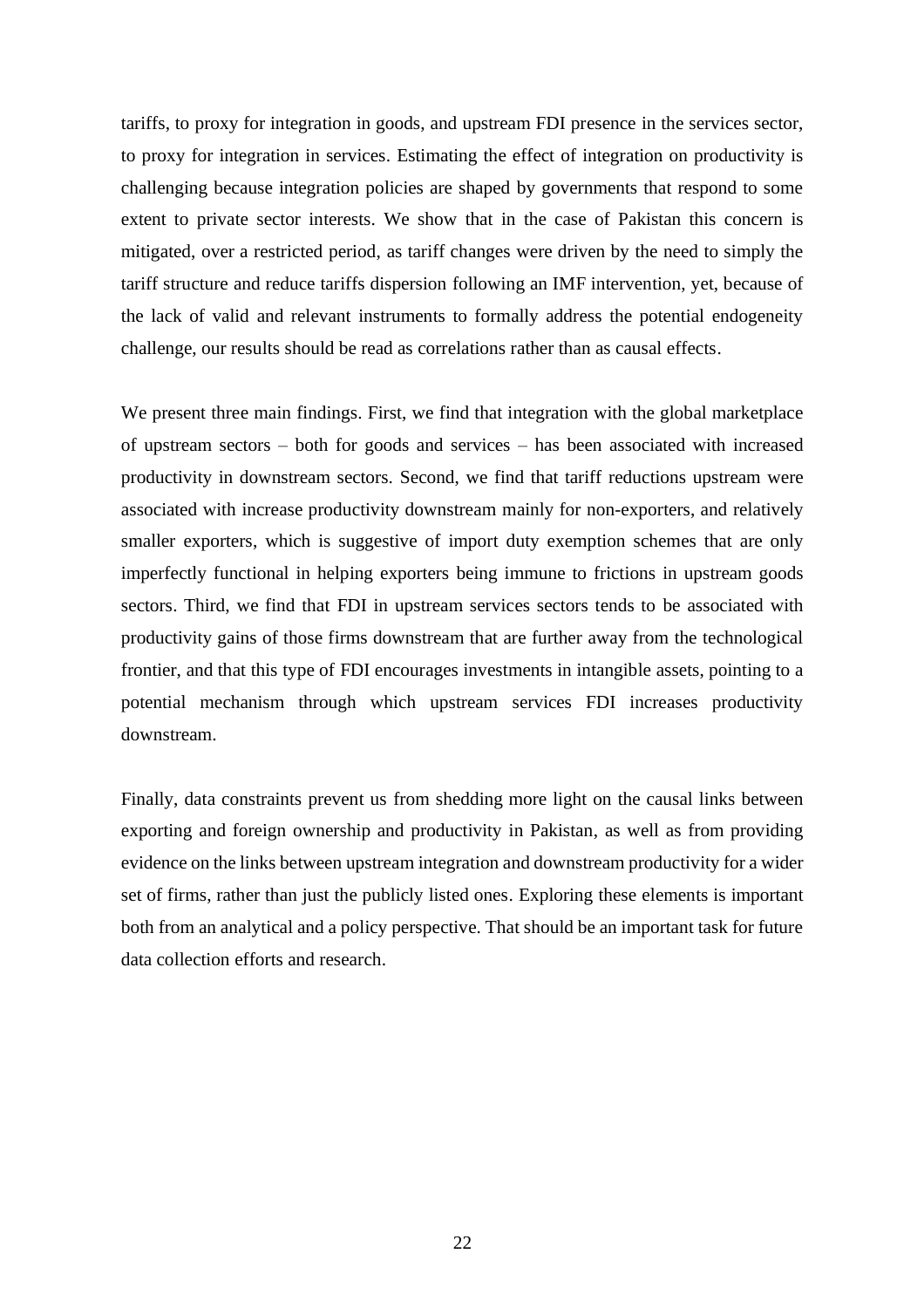tariffs, to proxy for integration in goods, and upstream FDI presence in the services sector, to proxy for integration in services. Estimating the effect of integration on productivity is challenging because integration policies are shaped by governments that respond to some extent to private sector interests. We show that in the case of Pakistan this concern is mitigated, over a restricted period, as tariff changes were driven by the need to simply the tariff structure and reduce tariffs dispersion following an IMF intervention, yet, because of the lack of valid and relevant instruments to formally address the potential endogeneity challenge, our results should be read as correlations rather than as causal effects.

We present three main findings. First, we find that integration with the global marketplace of upstream sectors – both for goods and services – has been associated with increased productivity in downstream sectors. Second, we find that tariff reductions upstream were associated with increase productivity downstream mainly for non-exporters, and relatively smaller exporters, which is suggestive of import duty exemption schemes that are only imperfectly functional in helping exporters being immune to frictions in upstream goods sectors. Third, we find that FDI in upstream services sectors tends to be associated with productivity gains of those firms downstream that are further away from the technological frontier, and that this type of FDI encourages investments in intangible assets, pointing to a potential mechanism through which upstream services FDI increases productivity downstream.

Finally, data constraints prevent us from shedding more light on the causal links between exporting and foreign ownership and productivity in Pakistan, as well as from providing evidence on the links between upstream integration and downstream productivity for a wider set of firms, rather than just the publicly listed ones. Exploring these elements is important both from an analytical and a policy perspective. That should be an important task for future data collection efforts and research.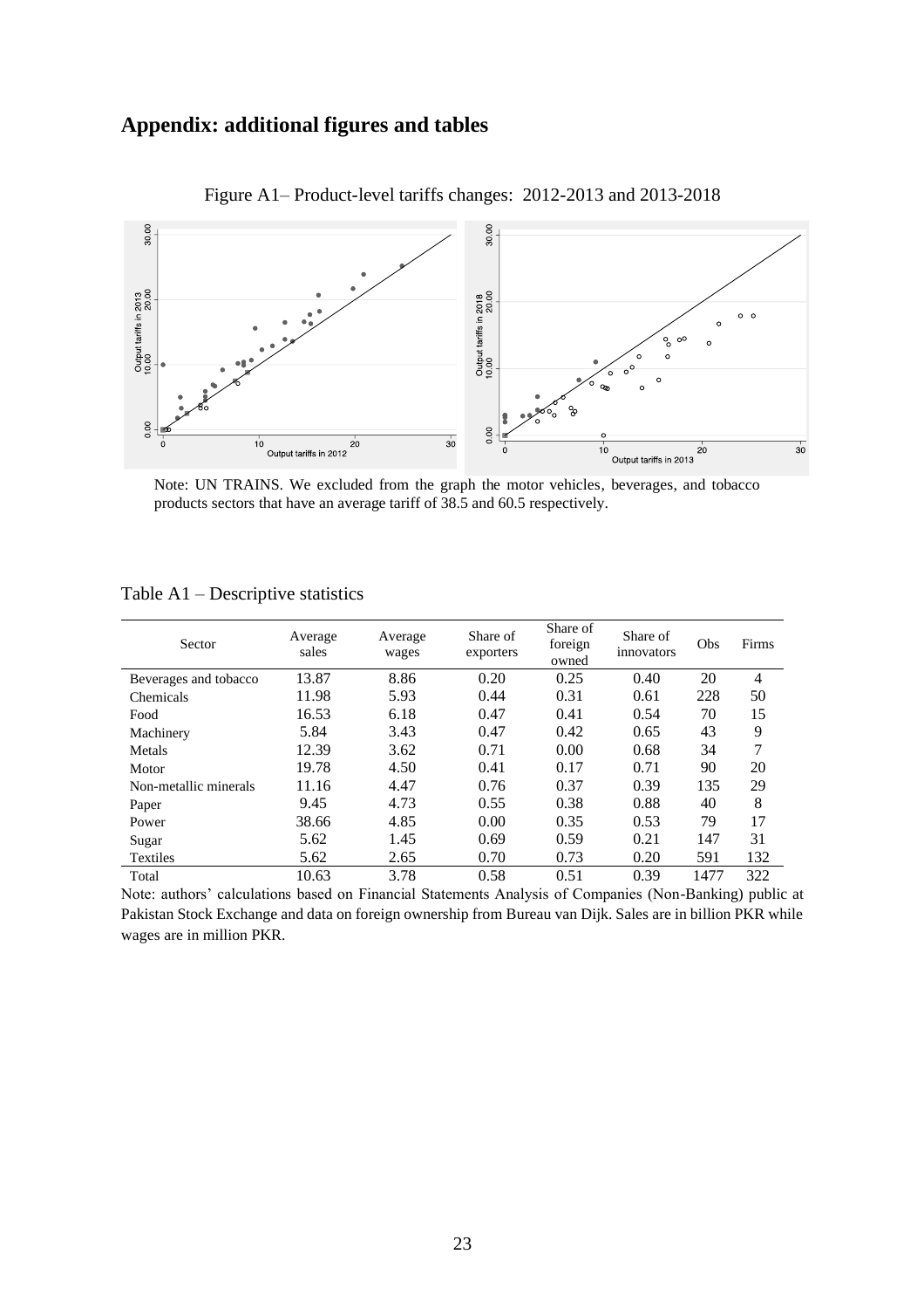## Appendix: additional figures and tables

Figure A1– Product-level tariffs changes: 2012-2013 and 2013-2018

Note: UN TRAINS. We excluded from the graph the motor vehicles, beverages, and tobacco products sectors that have an average tariff of 38.5 and 60.5 respectively.

Table A1 – Descriptive statistics

| Sector | Average sales | Average wages | Share of exporters | Share of foreign owned | Share of innovators | Obs | Firms |
|---|---|---|---|---|---|---|---|
| Beverages and tobacco | 13.87 | 8.86 | 0.20 | 0.25 | 0.40 | 20 | 4 |
| Chemicals | 11.98 | 5.93 | 0.44 | 0.31 | 0.61 | 228 | 50 |
| Food | 16.53 | 6.18 | 0.47 | 0.41 | 0.54 | 70 | 15 |
| Machinery | 5.84 | 3.43 | 0.47 | 0.42 | 0.65 | 43 | 9 |
| Metals | 12.39 | 3.62 | 0.71 | 0.00 | 0.68 | 34 | 7 |
| Motor | 19.78 | 4.50 | 0.41 | 0.17 | 0.71 | 90 | 20 |
| Non-metallic minerals | 11.16 | 4.47 | 0.76 | 0.37 | 0.39 | 135 | 29 |
| Paper | 9.45 | 4.73 | 0.55 | 0.38 | 0.88 | 40 | 8 |
| Power | 38.66 | 4.85 | 0.00 | 0.35 | 0.53 | 79 | 17 |
| Sugar | 5.62 | 1.45 | 0.69 | 0.59 | 0.21 | 147 | 31 |
| Textiles | 5.62 | 2.65 | 0.70 | 0.73 | 0.20 | 591 | 132 |
| Total | 10.63 | 3.78 | 0.58 | 0.51 | 0.39 | 1477 | 322 |

Note: authors' calculations based on Financial Statements Analysis of Companies (Non-Banking) public at Pakistan Stock Exchange and data on foreign ownership from Bureau van Dijk. Sales are in billion PKR while wages are in million PKR.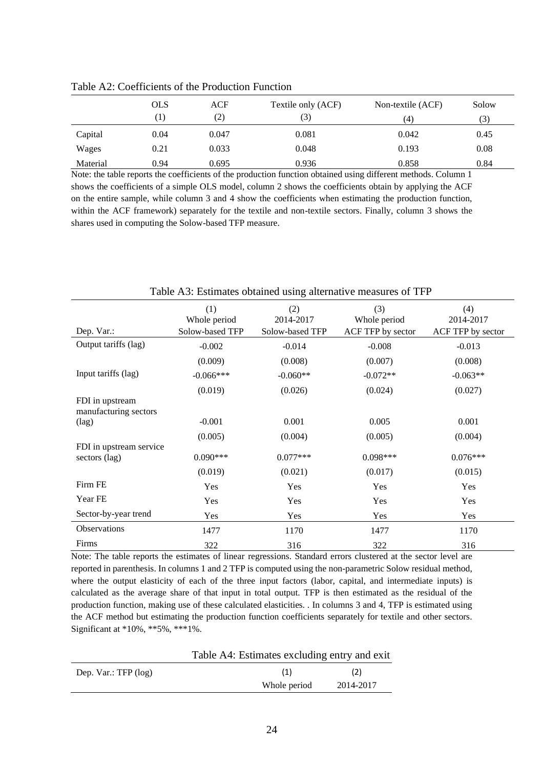Table A2: Coefficients of the Production Function

| | OLS | ACF | Textile only (ACF) | Non-textile (ACF) | Solow |
|---|---|---|---|---|---|
| | (1) | (2) | (3) | (4) | (3) |
| Capital | 0.04 | 0.047 | 0.081 | 0.042 | 0.45 |
| Wages | 0.21 | 0.033 | 0.048 | 0.193 | 0.08 |
| Material | 0.94 | 0.695 | 0.936 | 0.858 | 0.84 |

Note: the table reports the coefficients of the production function obtained using different methods. Column 1 shows the coefficients of a simple OLS model, column 2 shows the coefficients obtain by applying the ACF on the entire sample, while column 3 and 4 show the coefficients when estimating the production function, within the ACF framework) separately for the textile and non-textile sectors. Finally, column 3 shows the shares used in computing the Solow-based TFP measure.

Table A3: Estimates obtained using alternative measures of TFP

| | (1) | (2) | (3) | (4) |
|---|---|---|---|---|
| | Whole period | 2014-2017 | Whole period | 2014-2017 |
| Dep. Var.: | Solow-based TFP | Solow-based TFP | ACF TFP by sector | ACF TFP by sector |
| Output tariffs (lag) | -0.002 | -0.014 | -0.008 | -0.013 |
| | (0.009) | (0.008) | (0.007) | (0.008) |
| Input tariffs (lag) | -0.066*** | -0.060** | -0.072** | -0.063** |
| | (0.019) | (0.026) | (0.024) | (0.027) |
| FDI in upstream manufacturing sectors (lag) | -0.001 | 0.001 | 0.005 | 0.001 |
| | (0.005) | (0.004) | (0.005) | (0.004) |
| FDI in upstream service sectors (lag) | 0.090*** | 0.077*** | 0.098*** | 0.076*** |
| | (0.019) | (0.021) | (0.017) | (0.015) |
| Firm FE | Yes | Yes | Yes | Yes |
| Year FE | Yes | Yes | Yes | Yes |
| Sector-by-year trend | Yes | Yes | Yes | Yes |
| Observations | 1477 | 1170 | 1477 | 1170 |
| Firms | 322 | 316 | 322 | 316 |

Note: The table reports the estimates of linear regressions. Standard errors clustered at the sector level are reported in parenthesis. In columns 1 and 2 TFP is computed using the non-parametric Solow residual method, where the output elasticity of each of the three input factors (labor, capital, and intermediate inputs) is calculated as the average share of that input in total output. TFP is then estimated as the residual of the production function, making use of these calculated elasticities. . In columns 3 and 4, TFP is estimated using the ACF method but estimating the production function coefficients separately for textile and other sectors. Significant at *10%, **5%, ***1%.

Table A4: Estimates excluding entry and exit

| Dep. Var.: TFP (log) | (1) | (2) |
|---|---|---|
| | Whole period | 2014-2017 |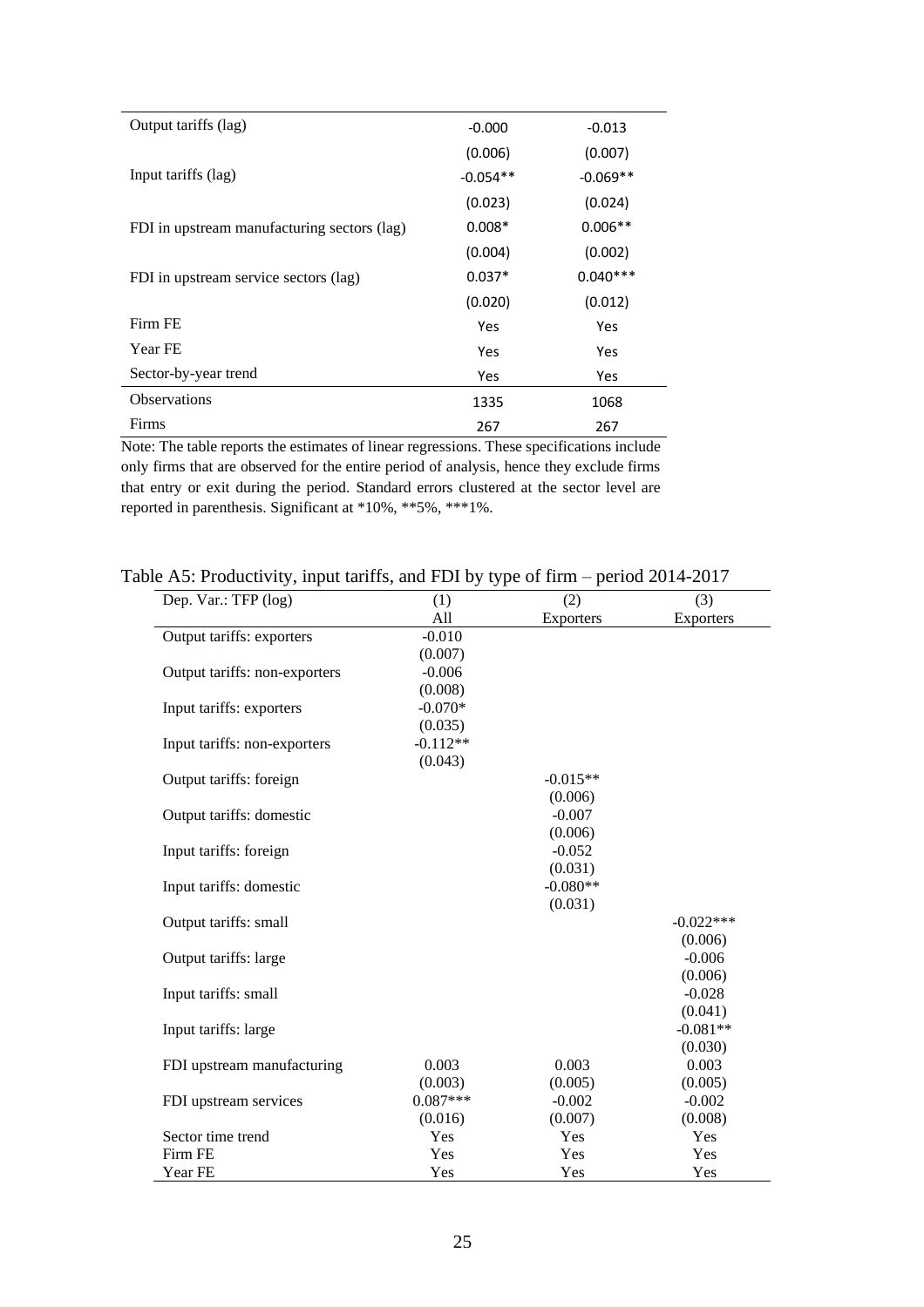| | | |
|---|---|---|
| Output tariffs (lag) | -0.000 | -0.013 |
| | (0.006) | (0.007) |
| Input tariffs (lag) | -0.054** | -0.069** |
| | (0.023) | (0.024) |
| FDI in upstream manufacturing sectors (lag) | 0.008* | 0.006** |
| | (0.004) | (0.002) |
| FDI in upstream service sectors (lag) | 0.037* | 0.040*** |
| | (0.020) | (0.012) |
| Firm FE | Yes | Yes |
| Year FE | Yes | Yes |
| Sector-by-year trend | Yes | Yes |
| Observations | 1335 | 1068 |
| Firms | 267 | 267 |

Note: The table reports the estimates of linear regressions. These specifications include only firms that are observed for the entire period of analysis, hence they exclude firms that entry or exit during the period. Standard errors clustered at the sector level are reported in parenthesis. Significant at *10%, **5%, ***1%.

Table A5: Productivity, input tariffs, and FDI by type of firm – period 2014-2017

| Dep. Var.: TFP (log) | (1) | (2) | (3) |
|---|---|---|---|
| | All | Exporters | Exporters |
| Output tariffs: exporters | -0.010 | | |
| | (0.007) | | |
| Output tariffs: non-exporters | -0.006 | | |
| | (0.008) | | |
| Input tariffs: exporters | -0.070* | | |
| | (0.035) | | |
| Input tariffs: non-exporters | -0.112** | | |
| | (0.043) | | |
| Output tariffs: foreign | | -0.015** | |
| | | (0.006) | |
| Output tariffs: domestic | | -0.007 | |
| | | (0.006) | |
| Input tariffs: foreign | | -0.052 | |
| | | (0.031) | |
| Input tariffs: domestic | | -0.080** | |
| | | (0.031) | |
| Output tariffs: small | | | -0.022*** |
| | | | (0.006) |
| Output tariffs: large | | | -0.006 |
| | | | (0.006) |
| Input tariffs: small | | | -0.028 |
| | | | (0.041) |
| Input tariffs: large | | | -0.081** |
| | | | (0.030) |
| FDI upstream manufacturing | 0.003 | 0.003 | 0.003 |
| | (0.003) | (0.005) | (0.005) |
| FDI upstream services | 0.087*** | -0.002 | -0.002 |
| | (0.016) | (0.007) | (0.008) |
| Sector time trend | Yes | Yes | Yes |
| Firm FE | Yes | Yes | Yes |
| Year FE | Yes | Yes | Yes |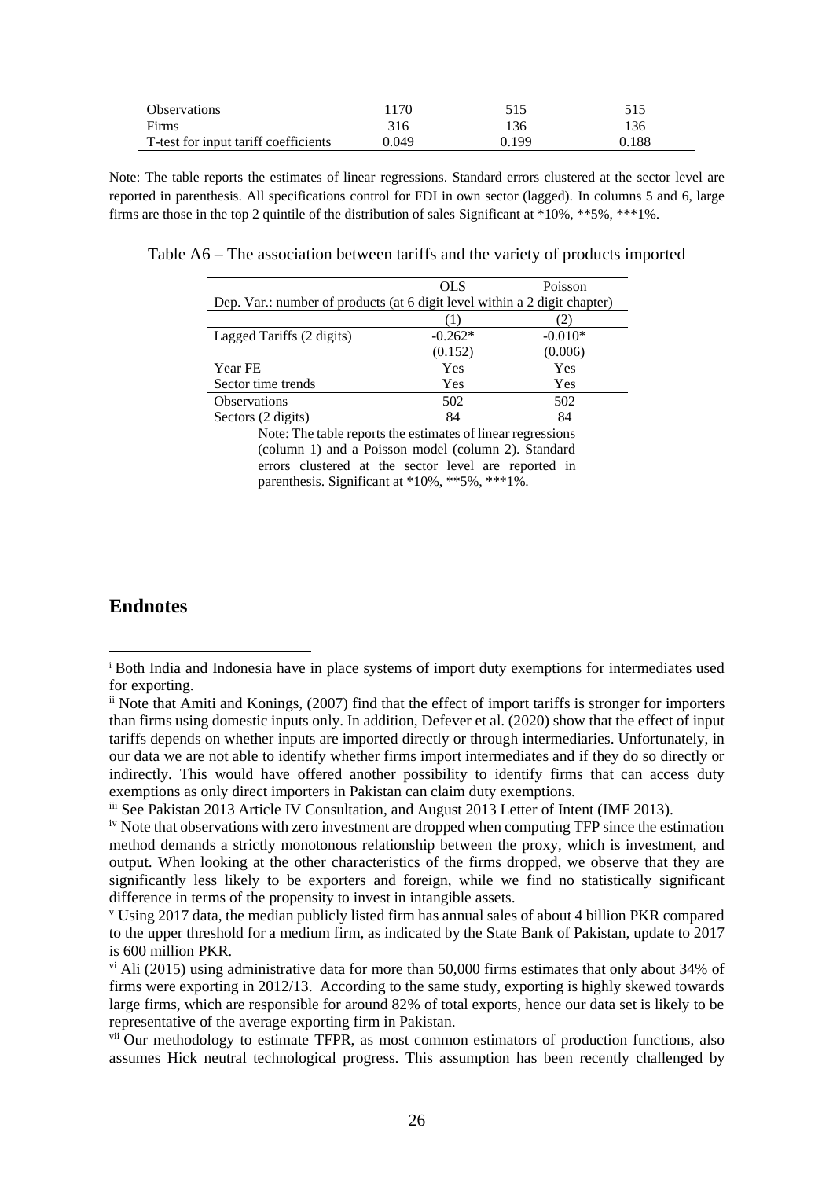| Observations | 1170 | 515 | 515 |
|---|---|---|---|
| Firms | 316 | 136 | 136 |
| T-test for input tariff coefficients | 0.049 | 0.199 | 0.188 |

Note: The table reports the estimates of linear regressions. Standard errors clustered at the sector level are reported in parenthesis. All specifications control for FDI in own sector (lagged). In columns 5 and 6, large firms are those in the top 2 quintile of the distribution of sales Significant at *10%, **5%, ***1%.

Table A6 – The association between tariffs and the variety of products imported

| | OLS | Poisson |
|---|---|---|
| Dep. Var.: number of products (at 6 digit level within a 2 digit chapter) | | |
| | (1) | (2) |
| Lagged Tariffs (2 digits) | -0.262* | -0.010* |
| | (0.152) | (0.006) |
| Year FE | Yes | Yes |
| Sector time trends | Yes | Yes |
| Observations | 502 | 502 |
| Sectors (2 digits) | 84 | 84 |

Note: The table reports the estimates of linear regressions (column 1) and a Poisson model (column 2). Standard errors clustered at the sector level are reported in parenthesis. Significant at *10%, **5%, ***1%.

## Endnotes

[i] Both India and Indonesia have in place systems of import duty exemptions for intermediates used for exporting.

[ii] Note that Amiti and Konings, (2007) find that the effect of import tariffs is stronger for importers than firms using domestic inputs only. In addition, Defever et al. (2020) show that the effect of input tariffs depends on whether inputs are imported directly or through intermediaries. Unfortunately, in our data we are not able to identify whether firms import intermediates and if they do so directly or indirectly. This would have offered another possibility to identify firms that can access duty exemptions as only direct importers in Pakistan can claim duty exemptions.

[iii] See Pakistan 2013 Article IV Consultation, and August 2013 Letter of Intent (IMF 2013).

[iv] Note that observations with zero investment are dropped when computing TFP since the estimation method demands a strictly monotonous relationship between the proxy, which is investment, and output. When looking at the other characteristics of the firms dropped, we observe that they are significantly less likely to be exporters and foreign, while we find no statistically significant difference in terms of the propensity to invest in intangible assets.

[v] Using 2017 data, the median publicly listed firm has annual sales of about 4 billion PKR compared to the upper threshold for a medium firm, as indicated by the State Bank of Pakistan, update to 2017 is 600 million PKR.

[vi] Ali (2015) using administrative data for more than 50,000 firms estimates that only about 34% of firms were exporting in 2012/13. According to the same study, exporting is highly skewed towards large firms, which are responsible for around 82% of total exports, hence our data set is likely to be representative of the average exporting firm in Pakistan.

[vii] Our methodology to estimate TFPR, as most common estimators of production functions, also assumes Hick neutral technological progress. This assumption has been recently challenged by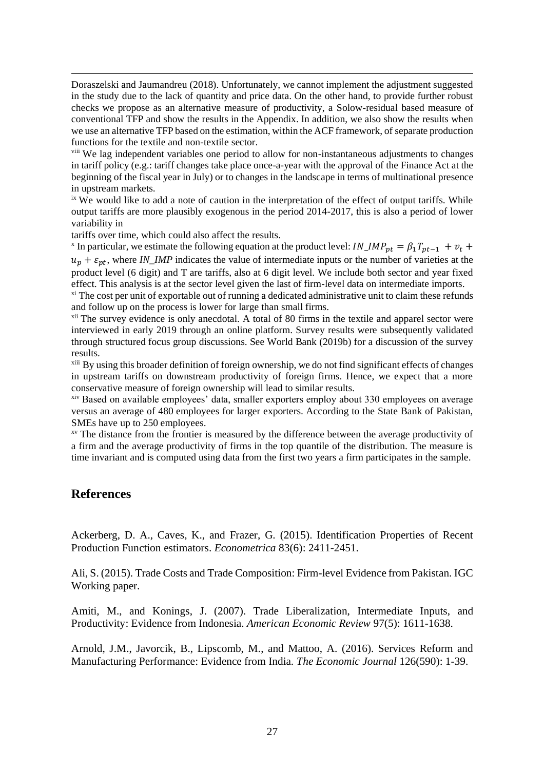Doraszelski and Jaumandreu (2018). Unfortunately, we cannot implement the adjustment suggested in the study due to the lack of quantity and price data. On the other hand, to provide further robust checks we propose as an alternative measure of productivity, a Solow-residual based measure of conventional TFP and show the results in the Appendix. In addition, we also show the results when we use an alternative TFP based on the estimation, within the ACF framework, of separate production functions for the textile and non-textile sector.

[viii] We lag independent variables one period to allow for non-instantaneous adjustments to changes in tariff policy (e.g.: tariff changes take place once-a-year with the approval of the Finance Act at the beginning of the fiscal year in July) or to changes in the landscape in terms of multinational presence in upstream markets.

[ix] We would like to add a note of caution in the interpretation of the effect of output tariffs. While output tariffs are more plausibly exogenous in the period 2014-2017, this is also a period of lower variability in

tariffs over time, which could also affect the results.

[x] In particular, we estimate the following equation at the product level: $IN\_IMP_{pt} = \beta_1 T_{pt-1} + v_t + u_p + \varepsilon_{pt}$, where *IN_IMP* indicates the value of intermediate inputs or the number of varieties at the product level (6 digit) and T are tariffs, also at 6 digit level. We include both sector and year fixed effect. This analysis is at the sector level given the last of firm-level data on intermediate imports.

[xi] The cost per unit of exportable out of running a dedicated administrative unit to claim these refunds and follow up on the process is lower for large than small firms.

[xii] The survey evidence is only anecdotal. A total of 80 firms in the textile and apparel sector were interviewed in early 2019 through an online platform. Survey results were subsequently validated through structured focus group discussions. See World Bank (2019b) for a discussion of the survey results.

[xiii] By using this broader definition of foreign ownership, we do not find significant effects of changes in upstream tariffs on downstream productivity of foreign firms. Hence, we expect that a more conservative measure of foreign ownership will lead to similar results.

[xiv] Based on available employees' data, smaller exporters employ about 330 employees on average versus an average of 480 employees for larger exporters. According to the State Bank of Pakistan, SMEs have up to 250 employees.

[xv] The distance from the frontier is measured by the difference between the average productivity of a firm and the average productivity of firms in the top quantile of the distribution. The measure is time invariant and is computed using data from the first two years a firm participates in the sample.

## References

Ackerberg, D. A., Caves, K., and Frazer, G. (2015). Identification Properties of Recent Production Function estimators. *Econometrica* 83(6): 2411-2451.

Ali, S. (2015). Trade Costs and Trade Composition: Firm-level Evidence from Pakistan. IGC Working paper.

Amiti, M., and Konings, J. (2007). Trade Liberalization, Intermediate Inputs, and Productivity: Evidence from Indonesia. *American Economic Review* 97(5): 1611-1638.

Arnold, J.M., Javorcik, B., Lipscomb, M., and Mattoo, A. (2016). Services Reform and Manufacturing Performance: Evidence from India. *The Economic Journal* 126(590): 1-39.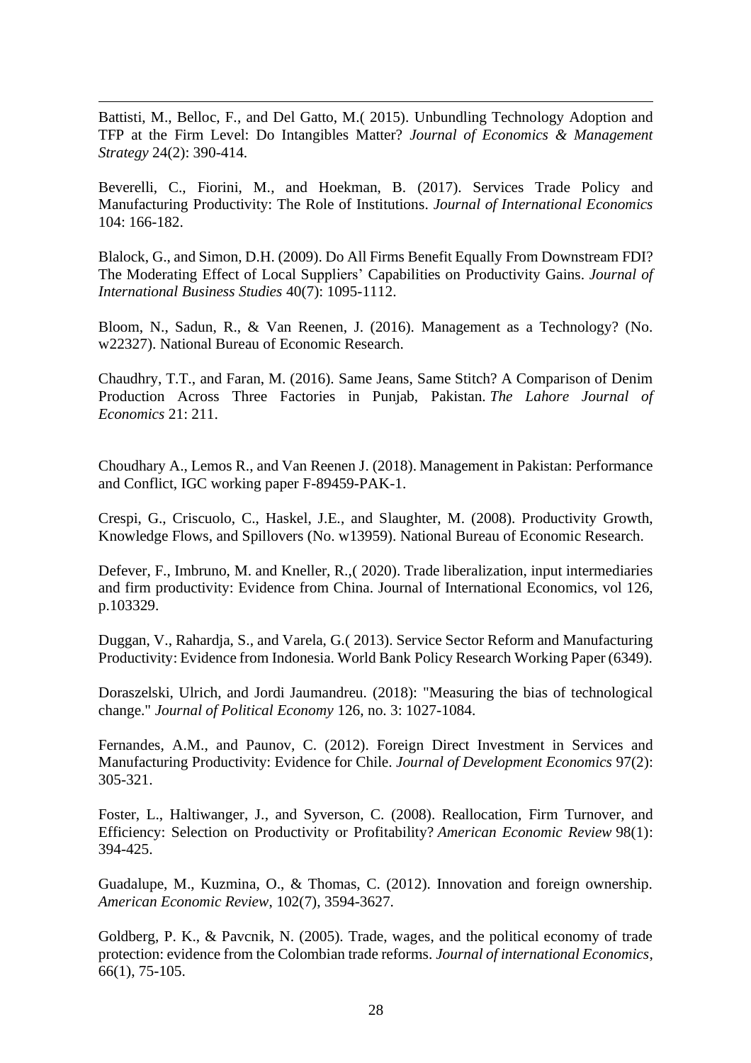Battisti, M., Belloc, F., and Del Gatto, M.( 2015). Unbundling Technology Adoption and TFP at the Firm Level: Do Intangibles Matter? *Journal of Economics & Management Strategy* 24(2): 390-414.

Beverelli, C., Fiorini, M., and Hoekman, B. (2017). Services Trade Policy and Manufacturing Productivity: The Role of Institutions. *Journal of International Economics* 104: 166-182.

Blalock, G., and Simon, D.H. (2009). Do All Firms Benefit Equally From Downstream FDI? The Moderating Effect of Local Suppliers' Capabilities on Productivity Gains. *Journal of International Business Studies* 40(7): 1095-1112.

Bloom, N., Sadun, R., & Van Reenen, J. (2016). Management as a Technology? (No. w22327). National Bureau of Economic Research.

Chaudhry, T.T., and Faran, M. (2016). Same Jeans, Same Stitch? A Comparison of Denim Production Across Three Factories in Punjab, Pakistan. *The Lahore Journal of Economics* 21: 211.

Choudhary A., Lemos R., and Van Reenen J. (2018). Management in Pakistan: Performance and Conflict, IGC working paper F-89459-PAK-1.

Crespi, G., Criscuolo, C., Haskel, J.E., and Slaughter, M. (2008). Productivity Growth, Knowledge Flows, and Spillovers (No. w13959). National Bureau of Economic Research.

Defever, F., Imbruno, M. and Kneller, R.,( 2020). Trade liberalization, input intermediaries and firm productivity: Evidence from China. Journal of International Economics, vol 126, p.103329.

Duggan, V., Rahardja, S., and Varela, G.( 2013). Service Sector Reform and Manufacturing Productivity: Evidence from Indonesia. World Bank Policy Research Working Paper (6349).

Doraszelski, Ulrich, and Jordi Jaumandreu. (2018): "Measuring the bias of technological change." *Journal of Political Economy* 126, no. 3: 1027-1084.

Fernandes, A.M., and Paunov, C. (2012). Foreign Direct Investment in Services and Manufacturing Productivity: Evidence for Chile. *Journal of Development Economics* 97(2): 305-321.

Foster, L., Haltiwanger, J., and Syverson, C. (2008). Reallocation, Firm Turnover, and Efficiency: Selection on Productivity or Profitability? *American Economic Review* 98(1): 394-425.

Guadalupe, M., Kuzmina, O., & Thomas, C. (2012). Innovation and foreign ownership. *American Economic Review*, 102(7), 3594-3627.

Goldberg, P. K., & Pavcnik, N. (2005). Trade, wages, and the political economy of trade protection: evidence from the Colombian trade reforms. *Journal of international Economics*, 66(1), 75-105.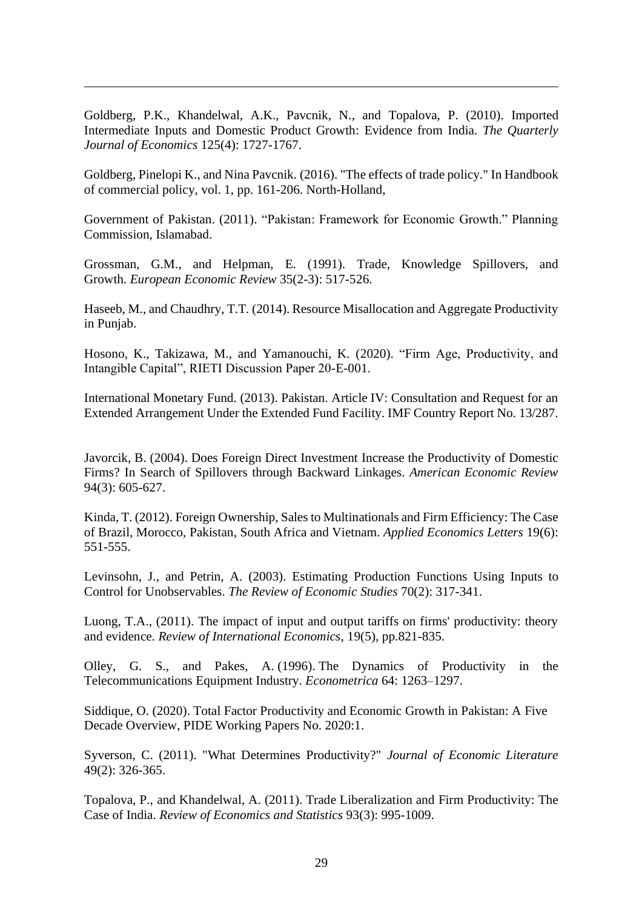Goldberg, P.K., Khandelwal, A.K., Pavcnik, N., and Topalova, P. (2010). Imported Intermediate Inputs and Domestic Product Growth: Evidence from India. *The Quarterly Journal of Economics* 125(4): 1727-1767.

Goldberg, Pinelopi K., and Nina Pavcnik. (2016). "The effects of trade policy." In Handbook of commercial policy, vol. 1, pp. 161-206. North-Holland,

Government of Pakistan. (2011). "Pakistan: Framework for Economic Growth." Planning Commission, Islamabad.

Grossman, G.M., and Helpman, E. (1991). Trade, Knowledge Spillovers, and Growth. *European Economic Review* 35(2-3): 517-526.

Haseeb, M., and Chaudhry, T.T. (2014). Resource Misallocation and Aggregate Productivity in Punjab.

Hosono, K., Takizawa, M., and Yamanouchi, K. (2020). "Firm Age, Productivity, and Intangible Capital", RIETI Discussion Paper 20-E-001.

International Monetary Fund. (2013). Pakistan. Article IV: Consultation and Request for an Extended Arrangement Under the Extended Fund Facility. IMF Country Report No. 13/287.

Javorcik, B. (2004). Does Foreign Direct Investment Increase the Productivity of Domestic Firms? In Search of Spillovers through Backward Linkages. *American Economic Review* 94(3): 605-627.

Kinda, T. (2012). Foreign Ownership, Sales to Multinationals and Firm Efficiency: The Case of Brazil, Morocco, Pakistan, South Africa and Vietnam. *Applied Economics Letters* 19(6): 551-555.

Levinsohn, J., and Petrin, A. (2003). Estimating Production Functions Using Inputs to Control for Unobservables. *The Review of Economic Studies* 70(2): 317-341.

Luong, T.A., (2011). The impact of input and output tariffs on firms' productivity: theory and evidence. *Review of International Economics*, 19(5), pp.821-835.

Olley, G. S., and Pakes, A. (1996). The Dynamics of Productivity in the Telecommunications Equipment Industry. *Econometrica* 64: 1263–1297.

Siddique, O. (2020). Total Factor Productivity and Economic Growth in Pakistan: A Five Decade Overview, PIDE Working Papers No. 2020:1.

Syverson, C. (2011). "What Determines Productivity?" *Journal of Economic Literature* 49(2): 326-365.

Topalova, P., and Khandelwal, A. (2011). Trade Liberalization and Firm Productivity: The Case of India. *Review of Economics and Statistics* 93(3): 995-1009.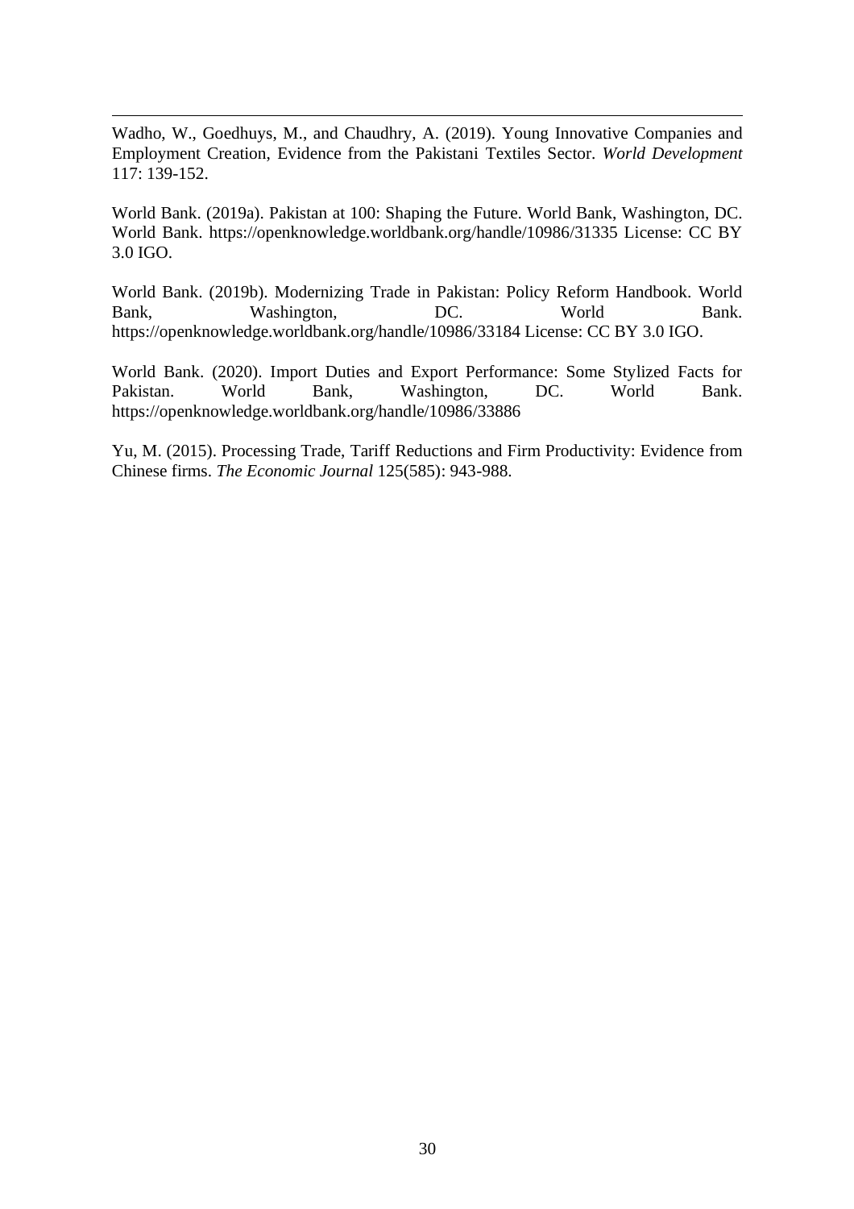Wadho, W., Goedhuys, M., and Chaudhry, A. (2019). Young Innovative Companies and Employment Creation, Evidence from the Pakistani Textiles Sector. *World Development* 117: 139-152.

World Bank. (2019a). Pakistan at 100: Shaping the Future. World Bank, Washington, DC. World Bank. https://openknowledge.worldbank.org/handle/10986/31335 License: CC BY 3.0 IGO.

World Bank. (2019b). Modernizing Trade in Pakistan: Policy Reform Handbook. World Bank, Washington, DC. World Bank. https://openknowledge.worldbank.org/handle/10986/33184 License: CC BY 3.0 IGO.

World Bank. (2020). Import Duties and Export Performance: Some Stylized Facts for Pakistan. World Bank, Washington, DC. World Bank. https://openknowledge.worldbank.org/handle/10986/33886

Yu, M. (2015). Processing Trade, Tariff Reductions and Firm Productivity: Evidence from Chinese firms. *The Economic Journal* 125(585): 943-988.